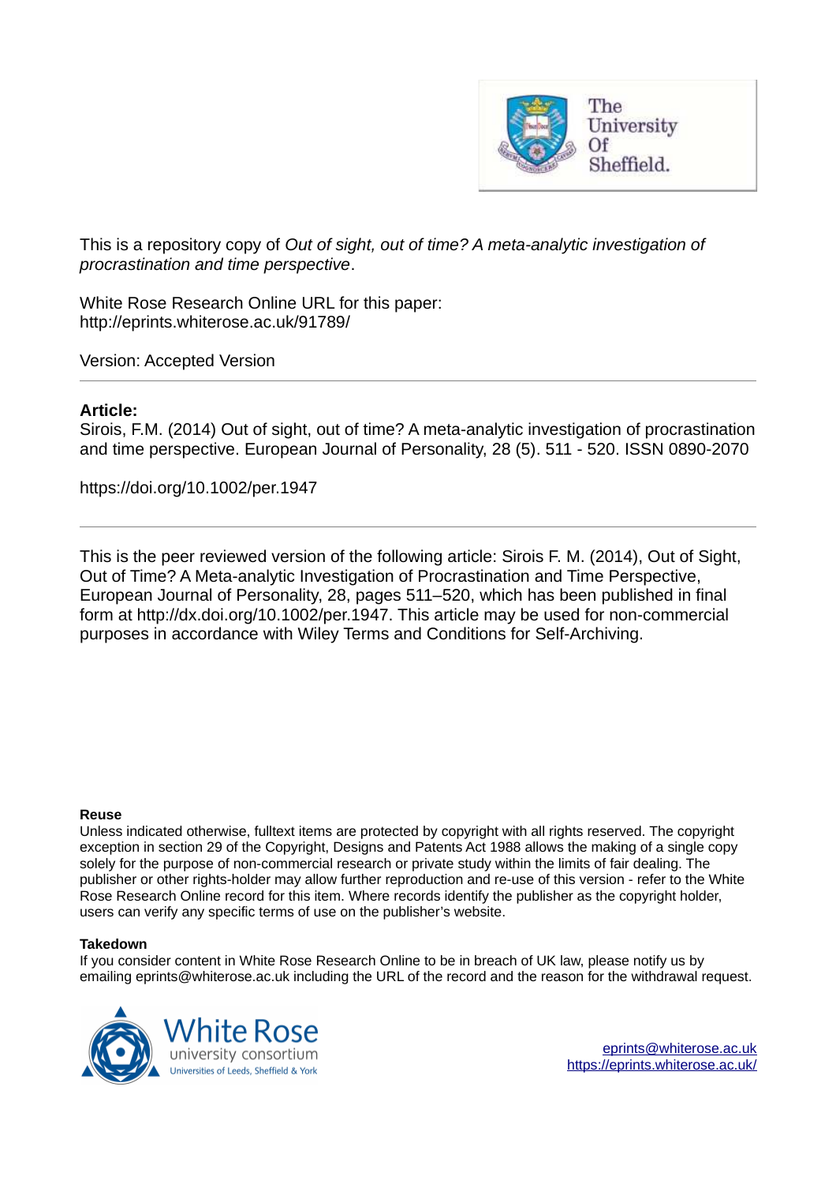This is a repository copy of *Out of sight, out of time? A meta-analytic investigation of procrastination and time perspective*.

White Rose Research Online URL for this paper:
http://eprints.whiterose.ac.uk/91789/

Version: Accepted Version

---

**Article:**

Sirois, F.M. (2014) Out of sight, out of time? A meta-analytic investigation of procrastination and time perspective. European Journal of Personality, 28 (5). 511 - 520. ISSN 0890-2070

https://doi.org/10.1002/per.1947

---

This is the peer reviewed version of the following article: Sirois F. M. (2014), Out of Sight, Out of Time? A Meta-analytic Investigation of Procrastination and Time Perspective, European Journal of Personality, 28, pages 511–520, which has been published in final form at http://dx.doi.org/10.1002/per.1947. This article may be used for non-commercial purposes in accordance with Wiley Terms and Conditions for Self-Archiving.

**Reuse**

Unless indicated otherwise, fulltext items are protected by copyright with all rights reserved. The copyright exception in section 29 of the Copyright, Designs and Patents Act 1988 allows the making of a single copy solely for the purpose of non-commercial research or private study within the limits of fair dealing. The publisher or other rights-holder may allow further reproduction and re-use of this version - refer to the White Rose Research Online record for this item. Where records identify the publisher as the copyright holder, users can verify any specific terms of use on the publisher's website.

**Takedown**

If you consider content in White Rose Research Online to be in breach of UK law, please notify us by emailing eprints@whiterose.ac.uk including the URL of the record and the reason for the withdrawal request.

eprints@whiterose.ac.uk
https://eprints.whiterose.ac.uk/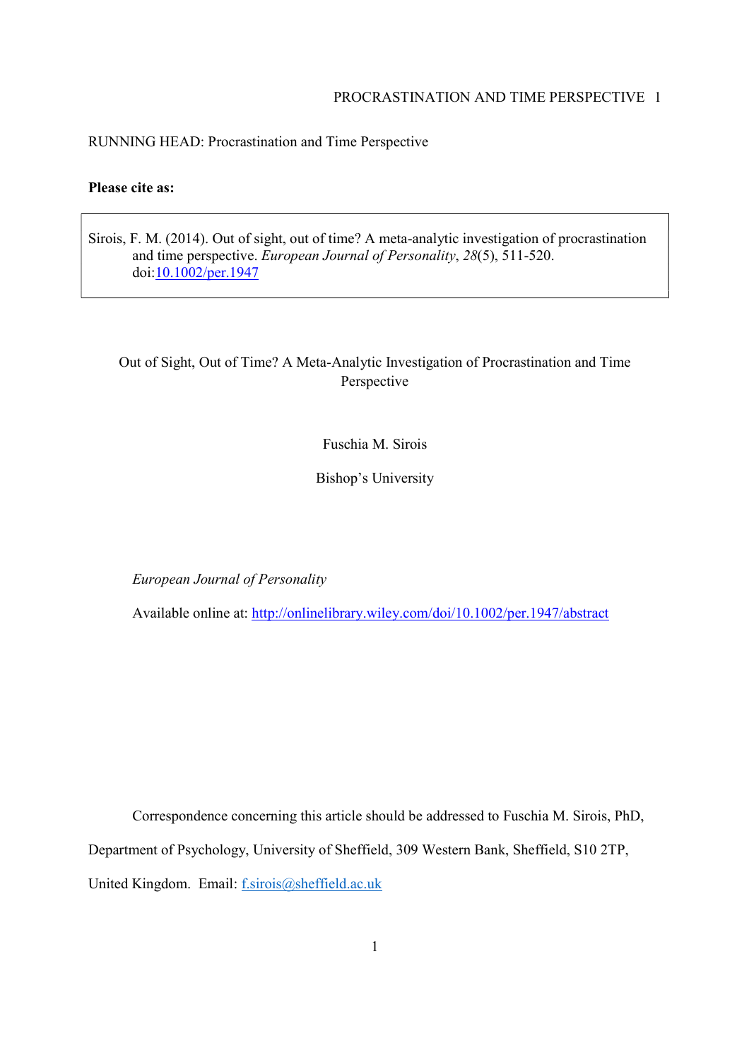RUNNING HEAD: Procrastination and Time Perspective

**Please cite as:**

Sirois, F. M. (2014). Out of sight, out of time? A meta-analytic investigation of procrastination and time perspective. *European Journal of Personality*, *28*(5), 511-520. doi:10.1002/per.1947

Out of Sight, Out of Time? A Meta-Analytic Investigation of Procrastination and Time Perspective

Fuschia M. Sirois

Bishop's University

*European Journal of Personality*

Available online at: http://onlinelibrary.wiley.com/doi/10.1002/per.1947/abstract

Correspondence concerning this article should be addressed to Fuschia M. Sirois, PhD, Department of Psychology, University of Sheffield, 309 Western Bank, Sheffield, S10 2TP, United Kingdom. Email: f.sirois@sheffield.ac.uk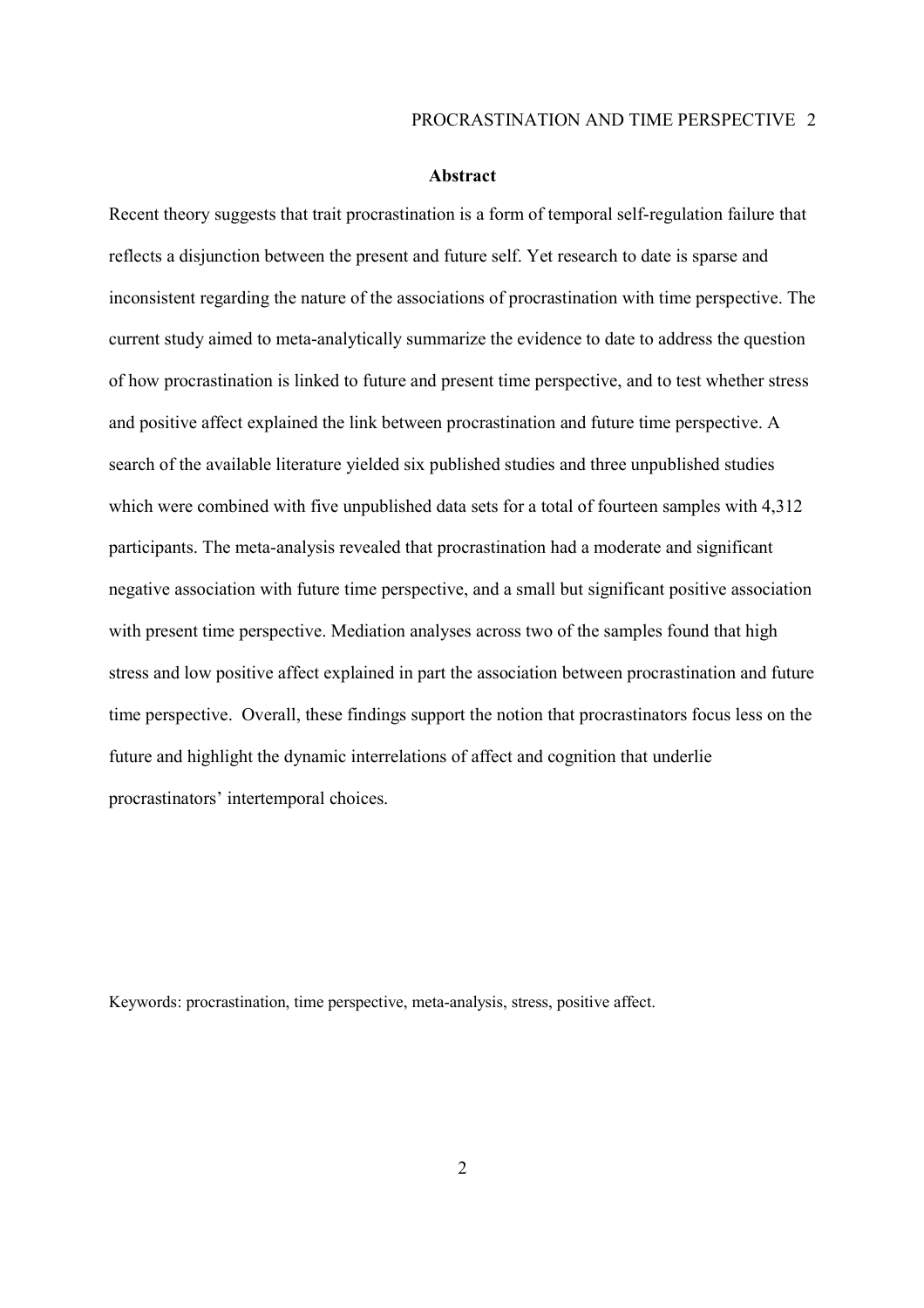## Abstract

Recent theory suggests that trait procrastination is a form of temporal self-regulation failure that reflects a disjunction between the present and future self. Yet research to date is sparse and inconsistent regarding the nature of the associations of procrastination with time perspective. The current study aimed to meta-analytically summarize the evidence to date to address the question of how procrastination is linked to future and present time perspective, and to test whether stress and positive affect explained the link between procrastination and future time perspective. A search of the available literature yielded six published studies and three unpublished studies which were combined with five unpublished data sets for a total of fourteen samples with 4,312 participants. The meta-analysis revealed that procrastination had a moderate and significant negative association with future time perspective, and a small but significant positive association with present time perspective. Mediation analyses across two of the samples found that high stress and low positive affect explained in part the association between procrastination and future time perspective. Overall, these findings support the notion that procrastinators focus less on the future and highlight the dynamic interrelations of affect and cognition that underlie procrastinators' intertemporal choices.

Keywords: procrastination, time perspective, meta-analysis, stress, positive affect.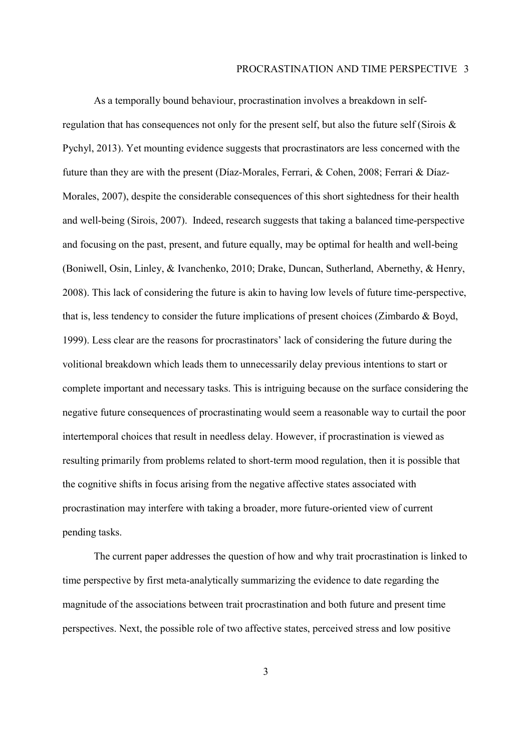As a temporally bound behaviour, procrastination involves a breakdown in self-regulation that has consequences not only for the present self, but also the future self (Sirois & Pychyl, 2013). Yet mounting evidence suggests that procrastinators are less concerned with the future than they are with the present (Díaz-Morales, Ferrari, & Cohen, 2008; Ferrari & Díaz-Morales, 2007), despite the considerable consequences of this short sightedness for their health and well-being (Sirois, 2007). Indeed, research suggests that taking a balanced time-perspective and focusing on the past, present, and future equally, may be optimal for health and well-being (Boniwell, Osin, Linley, & Ivanchenko, 2010; Drake, Duncan, Sutherland, Abernethy, & Henry, 2008). This lack of considering the future is akin to having low levels of future time-perspective, that is, less tendency to consider the future implications of present choices (Zimbardo & Boyd, 1999). Less clear are the reasons for procrastinators' lack of considering the future during the volitional breakdown which leads them to unnecessarily delay previous intentions to start or complete important and necessary tasks. This is intriguing because on the surface considering the negative future consequences of procrastinating would seem a reasonable way to curtail the poor intertemporal choices that result in needless delay. However, if procrastination is viewed as resulting primarily from problems related to short-term mood regulation, then it is possible that the cognitive shifts in focus arising from the negative affective states associated with procrastination may interfere with taking a broader, more future-oriented view of current pending tasks.

The current paper addresses the question of how and why trait procrastination is linked to time perspective by first meta-analytically summarizing the evidence to date regarding the magnitude of the associations between trait procrastination and both future and present time perspectives. Next, the possible role of two affective states, perceived stress and low positive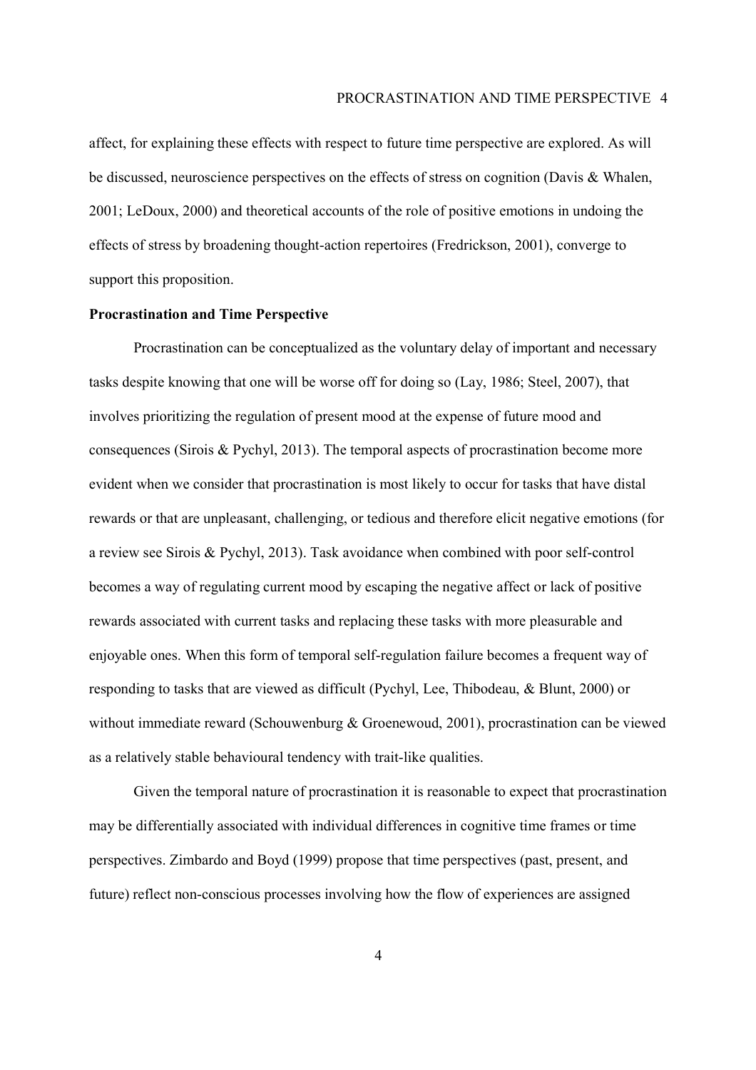affect, for explaining these effects with respect to future time perspective are explored. As will be discussed, neuroscience perspectives on the effects of stress on cognition (Davis & Whalen, 2001; LeDoux, 2000) and theoretical accounts of the role of positive emotions in undoing the effects of stress by broadening thought-action repertoires (Fredrickson, 2001), converge to support this proposition.

**Procrastination and Time Perspective**

Procrastination can be conceptualized as the voluntary delay of important and necessary tasks despite knowing that one will be worse off for doing so (Lay, 1986; Steel, 2007), that involves prioritizing the regulation of present mood at the expense of future mood and consequences (Sirois & Pychyl, 2013). The temporal aspects of procrastination become more evident when we consider that procrastination is most likely to occur for tasks that have distal rewards or that are unpleasant, challenging, or tedious and therefore elicit negative emotions (for a review see Sirois & Pychyl, 2013). Task avoidance when combined with poor self-control becomes a way of regulating current mood by escaping the negative affect or lack of positive rewards associated with current tasks and replacing these tasks with more pleasurable and enjoyable ones. When this form of temporal self-regulation failure becomes a frequent way of responding to tasks that are viewed as difficult (Pychyl, Lee, Thibodeau, & Blunt, 2000) or without immediate reward (Schouwenburg & Groenewoud, 2001), procrastination can be viewed as a relatively stable behavioural tendency with trait-like qualities.

Given the temporal nature of procrastination it is reasonable to expect that procrastination may be differentially associated with individual differences in cognitive time frames or time perspectives. Zimbardo and Boyd (1999) propose that time perspectives (past, present, and future) reflect non-conscious processes involving how the flow of experiences are assigned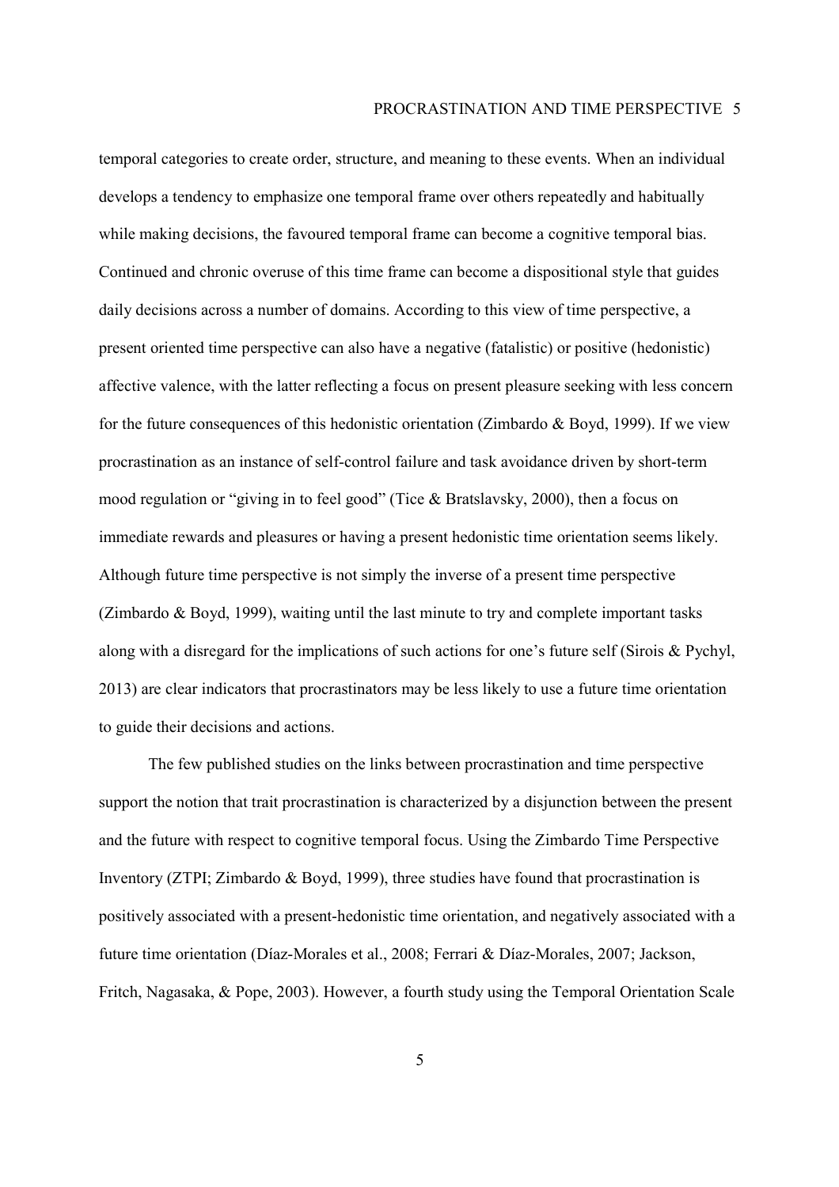temporal categories to create order, structure, and meaning to these events. When an individual develops a tendency to emphasize one temporal frame over others repeatedly and habitually while making decisions, the favoured temporal frame can become a cognitive temporal bias. Continued and chronic overuse of this time frame can become a dispositional style that guides daily decisions across a number of domains. According to this view of time perspective, a present oriented time perspective can also have a negative (fatalistic) or positive (hedonistic) affective valence, with the latter reflecting a focus on present pleasure seeking with less concern for the future consequences of this hedonistic orientation (Zimbardo & Boyd, 1999). If we view procrastination as an instance of self-control failure and task avoidance driven by short-term mood regulation or "giving in to feel good" (Tice & Bratslavsky, 2000), then a focus on immediate rewards and pleasures or having a present hedonistic time orientation seems likely. Although future time perspective is not simply the inverse of a present time perspective (Zimbardo & Boyd, 1999), waiting until the last minute to try and complete important tasks along with a disregard for the implications of such actions for one's future self (Sirois & Pychyl, 2013) are clear indicators that procrastinators may be less likely to use a future time orientation to guide their decisions and actions.

The few published studies on the links between procrastination and time perspective support the notion that trait procrastination is characterized by a disjunction between the present and the future with respect to cognitive temporal focus. Using the Zimbardo Time Perspective Inventory (ZTPI; Zimbardo & Boyd, 1999), three studies have found that procrastination is positively associated with a present-hedonistic time orientation, and negatively associated with a future time orientation (Díaz-Morales et al., 2008; Ferrari & Díaz-Morales, 2007; Jackson, Fritch, Nagasaka, & Pope, 2003). However, a fourth study using the Temporal Orientation Scale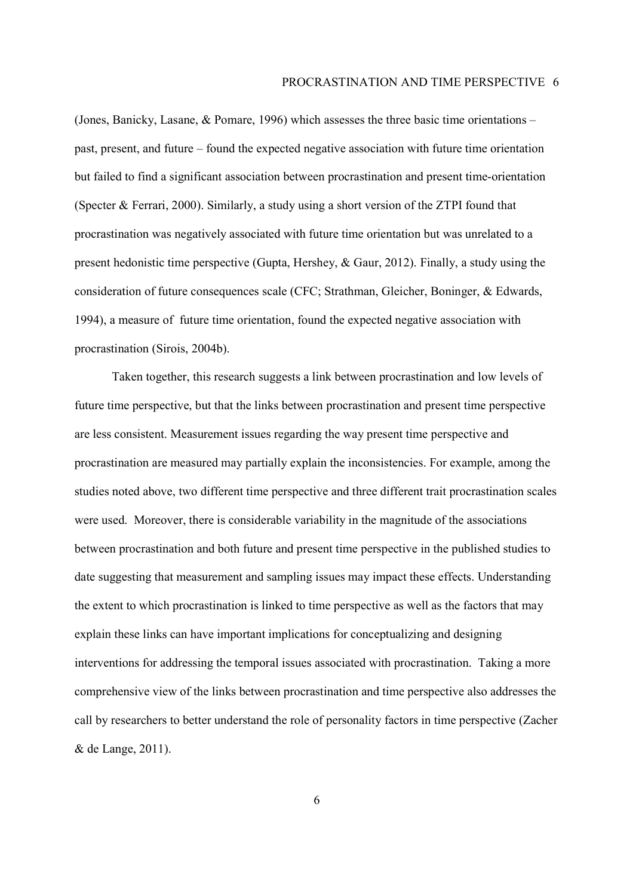(Jones, Banicky, Lasane, & Pomare, 1996) which assesses the three basic time orientations – past, present, and future – found the expected negative association with future time orientation but failed to find a significant association between procrastination and present time-orientation (Specter & Ferrari, 2000). Similarly, a study using a short version of the ZTPI found that procrastination was negatively associated with future time orientation but was unrelated to a present hedonistic time perspective (Gupta, Hershey, & Gaur, 2012). Finally, a study using the consideration of future consequences scale (CFC; Strathman, Gleicher, Boninger, & Edwards, 1994), a measure of future time orientation, found the expected negative association with procrastination (Sirois, 2004b).

Taken together, this research suggests a link between procrastination and low levels of future time perspective, but that the links between procrastination and present time perspective are less consistent. Measurement issues regarding the way present time perspective and procrastination are measured may partially explain the inconsistencies. For example, among the studies noted above, two different time perspective and three different trait procrastination scales were used. Moreover, there is considerable variability in the magnitude of the associations between procrastination and both future and present time perspective in the published studies to date suggesting that measurement and sampling issues may impact these effects. Understanding the extent to which procrastination is linked to time perspective as well as the factors that may explain these links can have important implications for conceptualizing and designing interventions for addressing the temporal issues associated with procrastination. Taking a more comprehensive view of the links between procrastination and time perspective also addresses the call by researchers to better understand the role of personality factors in time perspective (Zacher & de Lange, 2011).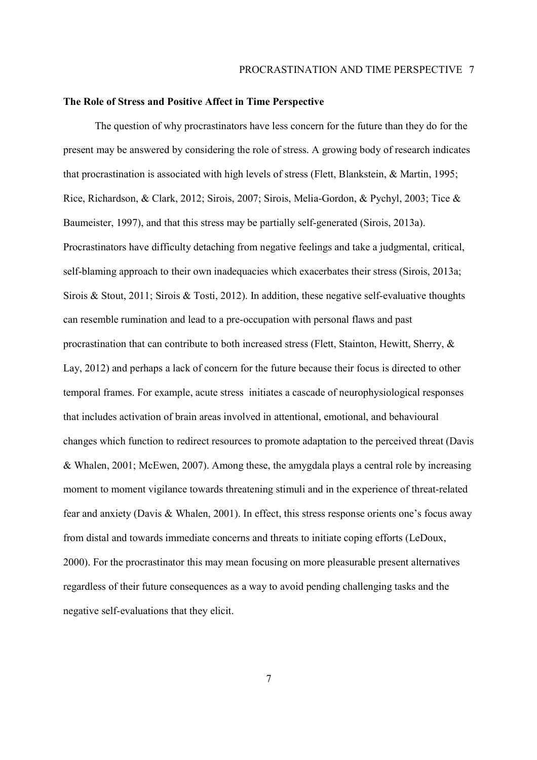**The Role of Stress and Positive Affect in Time Perspective**

The question of why procrastinators have less concern for the future than they do for the present may be answered by considering the role of stress. A growing body of research indicates that procrastination is associated with high levels of stress (Flett, Blankstein, & Martin, 1995; Rice, Richardson, & Clark, 2012; Sirois, 2007; Sirois, Melia-Gordon, & Pychyl, 2003; Tice & Baumeister, 1997), and that this stress may be partially self-generated (Sirois, 2013a). Procrastinators have difficulty detaching from negative feelings and take a judgmental, critical, self-blaming approach to their own inadequacies which exacerbates their stress (Sirois, 2013a; Sirois & Stout, 2011; Sirois & Tosti, 2012). In addition, these negative self-evaluative thoughts can resemble rumination and lead to a pre-occupation with personal flaws and past procrastination that can contribute to both increased stress (Flett, Stainton, Hewitt, Sherry, & Lay, 2012) and perhaps a lack of concern for the future because their focus is directed to other temporal frames. For example, acute stress initiates a cascade of neurophysiological responses that includes activation of brain areas involved in attentional, emotional, and behavioural changes which function to redirect resources to promote adaptation to the perceived threat (Davis & Whalen, 2001; McEwen, 2007). Among these, the amygdala plays a central role by increasing moment to moment vigilance towards threatening stimuli and in the experience of threat-related fear and anxiety (Davis & Whalen, 2001). In effect, this stress response orients one's focus away from distal and towards immediate concerns and threats to initiate coping efforts (LeDoux, 2000). For the procrastinator this may mean focusing on more pleasurable present alternatives regardless of their future consequences as a way to avoid pending challenging tasks and the negative self-evaluations that they elicit.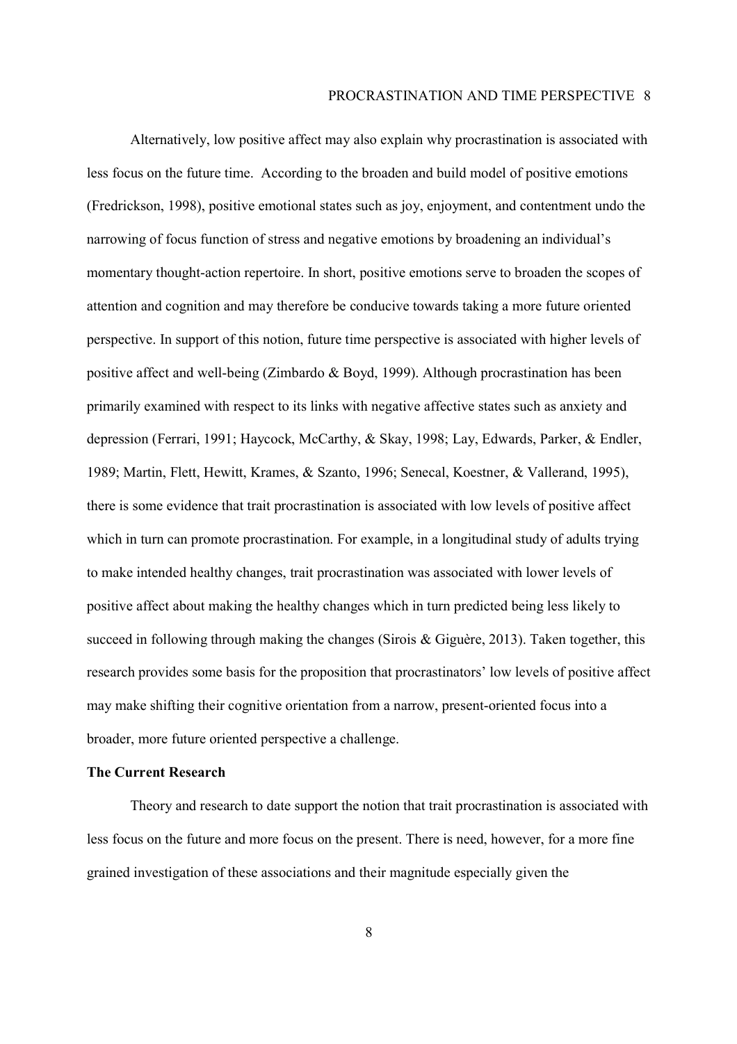Alternatively, low positive affect may also explain why procrastination is associated with less focus on the future time. According to the broaden and build model of positive emotions (Fredrickson, 1998), positive emotional states such as joy, enjoyment, and contentment undo the narrowing of focus function of stress and negative emotions by broadening an individual's momentary thought-action repertoire. In short, positive emotions serve to broaden the scopes of attention and cognition and may therefore be conducive towards taking a more future oriented perspective. In support of this notion, future time perspective is associated with higher levels of positive affect and well-being (Zimbardo & Boyd, 1999). Although procrastination has been primarily examined with respect to its links with negative affective states such as anxiety and depression (Ferrari, 1991; Haycock, McCarthy, & Skay, 1998; Lay, Edwards, Parker, & Endler, 1989; Martin, Flett, Hewitt, Krames, & Szanto, 1996; Senecal, Koestner, & Vallerand, 1995), there is some evidence that trait procrastination is associated with low levels of positive affect which in turn can promote procrastination. For example, in a longitudinal study of adults trying to make intended healthy changes, trait procrastination was associated with lower levels of positive affect about making the healthy changes which in turn predicted being less likely to succeed in following through making the changes (Sirois & Giguère, 2013). Taken together, this research provides some basis for the proposition that procrastinators' low levels of positive affect may make shifting their cognitive orientation from a narrow, present-oriented focus into a broader, more future oriented perspective a challenge.

**The Current Research**

Theory and research to date support the notion that trait procrastination is associated with less focus on the future and more focus on the present. There is need, however, for a more fine grained investigation of these associations and their magnitude especially given the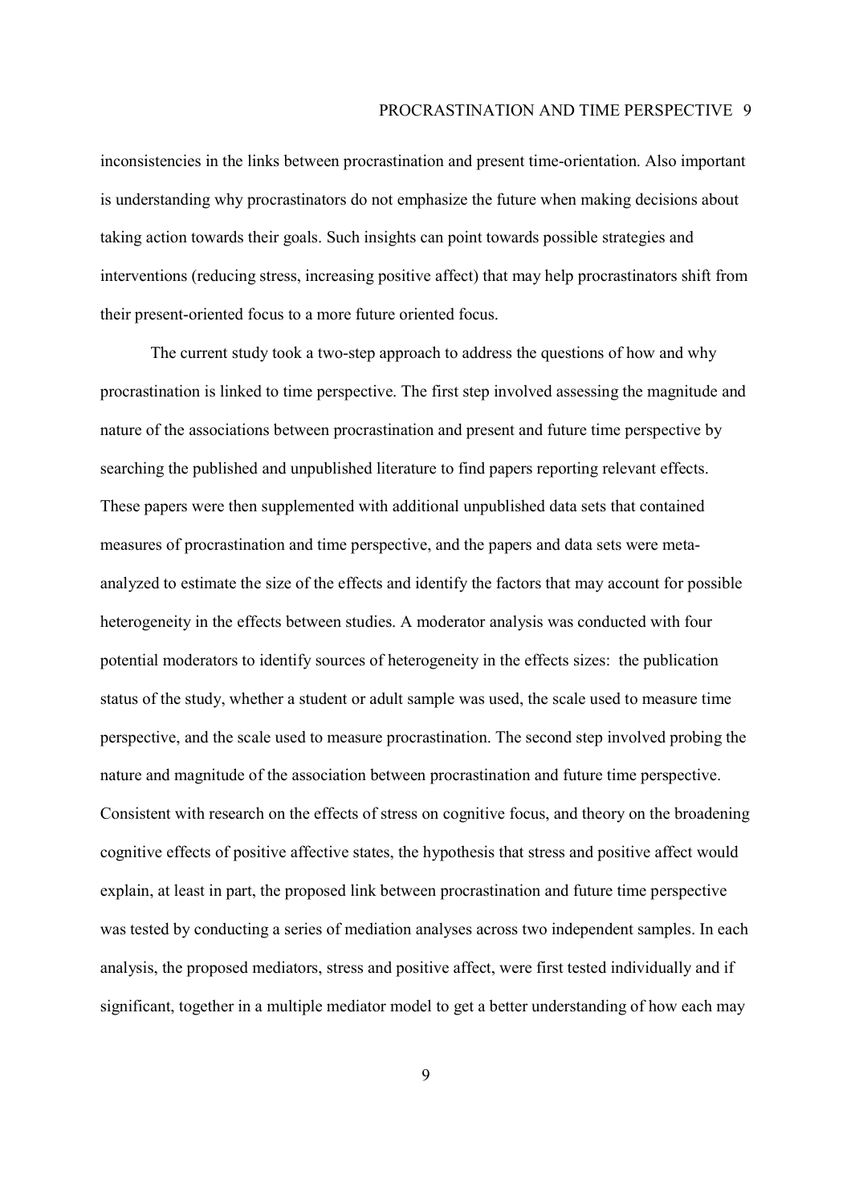inconsistencies in the links between procrastination and present time-orientation. Also important is understanding why procrastinators do not emphasize the future when making decisions about taking action towards their goals. Such insights can point towards possible strategies and interventions (reducing stress, increasing positive affect) that may help procrastinators shift from their present-oriented focus to a more future oriented focus.

The current study took a two-step approach to address the questions of how and why procrastination is linked to time perspective. The first step involved assessing the magnitude and nature of the associations between procrastination and present and future time perspective by searching the published and unpublished literature to find papers reporting relevant effects. These papers were then supplemented with additional unpublished data sets that contained measures of procrastination and time perspective, and the papers and data sets were meta-analyzed to estimate the size of the effects and identify the factors that may account for possible heterogeneity in the effects between studies. A moderator analysis was conducted with four potential moderators to identify sources of heterogeneity in the effects sizes: the publication status of the study, whether a student or adult sample was used, the scale used to measure time perspective, and the scale used to measure procrastination. The second step involved probing the nature and magnitude of the association between procrastination and future time perspective. Consistent with research on the effects of stress on cognitive focus, and theory on the broadening cognitive effects of positive affective states, the hypothesis that stress and positive affect would explain, at least in part, the proposed link between procrastination and future time perspective was tested by conducting a series of mediation analyses across two independent samples. In each analysis, the proposed mediators, stress and positive affect, were first tested individually and if significant, together in a multiple mediator model to get a better understanding of how each may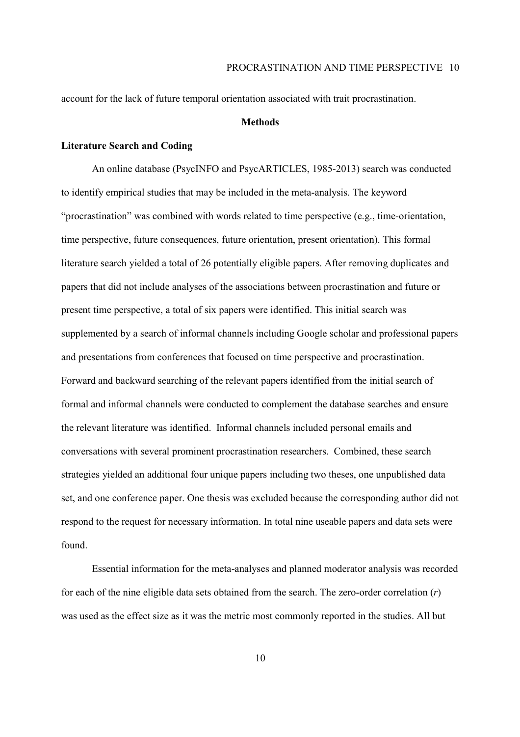account for the lack of future temporal orientation associated with trait procrastination.

## Methods

### Literature Search and Coding

An online database (PsycINFO and PsycARTICLES, 1985-2013) search was conducted to identify empirical studies that may be included in the meta-analysis. The keyword "procrastination" was combined with words related to time perspective (e.g., time-orientation, time perspective, future consequences, future orientation, present orientation). This formal literature search yielded a total of 26 potentially eligible papers. After removing duplicates and papers that did not include analyses of the associations between procrastination and future or present time perspective, a total of six papers were identified. This initial search was supplemented by a search of informal channels including Google scholar and professional papers and presentations from conferences that focused on time perspective and procrastination. Forward and backward searching of the relevant papers identified from the initial search of formal and informal channels were conducted to complement the database searches and ensure the relevant literature was identified. Informal channels included personal emails and conversations with several prominent procrastination researchers. Combined, these search strategies yielded an additional four unique papers including two theses, one unpublished data set, and one conference paper. One thesis was excluded because the corresponding author did not respond to the request for necessary information. In total nine useable papers and data sets were found.

Essential information for the meta-analyses and planned moderator analysis was recorded for each of the nine eligible data sets obtained from the search. The zero-order correlation ($r$) was used as the effect size as it was the metric most commonly reported in the studies. All but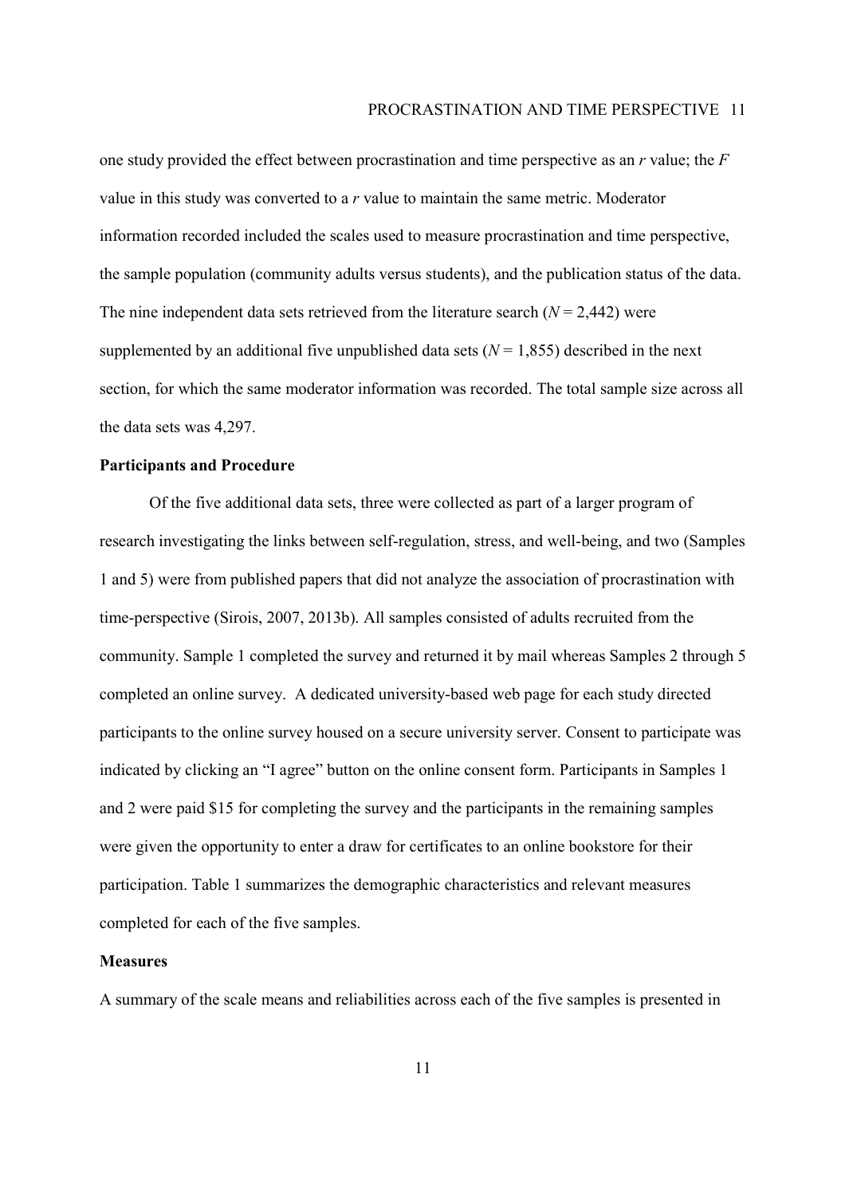one study provided the effect between procrastination and time perspective as an *r* value; the *F* value in this study was converted to a *r* value to maintain the same metric. Moderator information recorded included the scales used to measure procrastination and time perspective, the sample population (community adults versus students), and the publication status of the data. The nine independent data sets retrieved from the literature search ($N = 2{,}442$) were supplemented by an additional five unpublished data sets ($N = 1{,}855$) described in the next section, for which the same moderator information was recorded. The total sample size across all the data sets was 4,297.

**Participants and Procedure**

Of the five additional data sets, three were collected as part of a larger program of research investigating the links between self-regulation, stress, and well-being, and two (Samples 1 and 5) were from published papers that did not analyze the association of procrastination with time-perspective (Sirois, 2007, 2013b). All samples consisted of adults recruited from the community. Sample 1 completed the survey and returned it by mail whereas Samples 2 through 5 completed an online survey. A dedicated university-based web page for each study directed participants to the online survey housed on a secure university server. Consent to participate was indicated by clicking an "I agree" button on the online consent form. Participants in Samples 1 and 2 were paid $15 for completing the survey and the participants in the remaining samples were given the opportunity to enter a draw for certificates to an online bookstore for their participation. Table 1 summarizes the demographic characteristics and relevant measures completed for each of the five samples.

**Measures**

A summary of the scale means and reliabilities across each of the five samples is presented in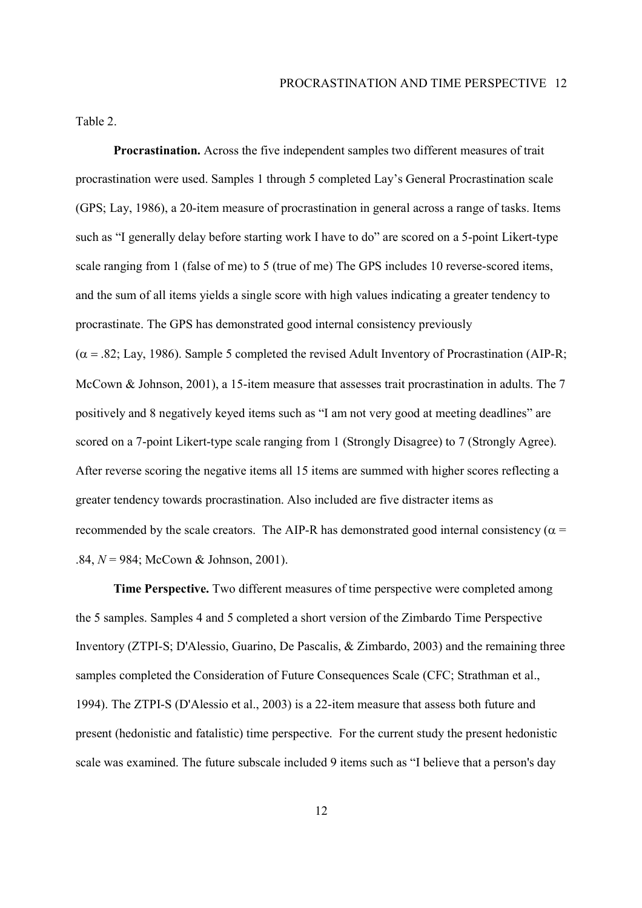Table 2.

**Procrastination.** Across the five independent samples two different measures of trait procrastination were used. Samples 1 through 5 completed Lay's General Procrastination scale (GPS; Lay, 1986), a 20-item measure of procrastination in general across a range of tasks. Items such as "I generally delay before starting work I have to do" are scored on a 5-point Likert-type scale ranging from 1 (false of me) to 5 (true of me) The GPS includes 10 reverse-scored items, and the sum of all items yields a single score with high values indicating a greater tendency to procrastinate. The GPS has demonstrated good internal consistency previously ($\alpha$ = .82; Lay, 1986). Sample 5 completed the revised Adult Inventory of Procrastination (AIP-R; McCown & Johnson, 2001), a 15-item measure that assesses trait procrastination in adults. The 7 positively and 8 negatively keyed items such as "I am not very good at meeting deadlines" are scored on a 7-point Likert-type scale ranging from 1 (Strongly Disagree) to 7 (Strongly Agree). After reverse scoring the negative items all 15 items are summed with higher scores reflecting a greater tendency towards procrastination. Also included are five distracter items as recommended by the scale creators. The AIP-R has demonstrated good internal consistency ($\alpha$ = .84, *N* = 984; McCown & Johnson, 2001).

**Time Perspective.** Two different measures of time perspective were completed among the 5 samples. Samples 4 and 5 completed a short version of the Zimbardo Time Perspective Inventory (ZTPI-S; D'Alessio, Guarino, De Pascalis, & Zimbardo, 2003) and the remaining three samples completed the Consideration of Future Consequences Scale (CFC; Strathman et al., 1994). The ZTPI-S (D'Alessio et al., 2003) is a 22-item measure that assess both future and present (hedonistic and fatalistic) time perspective. For the current study the present hedonistic scale was examined. The future subscale included 9 items such as "I believe that a person's day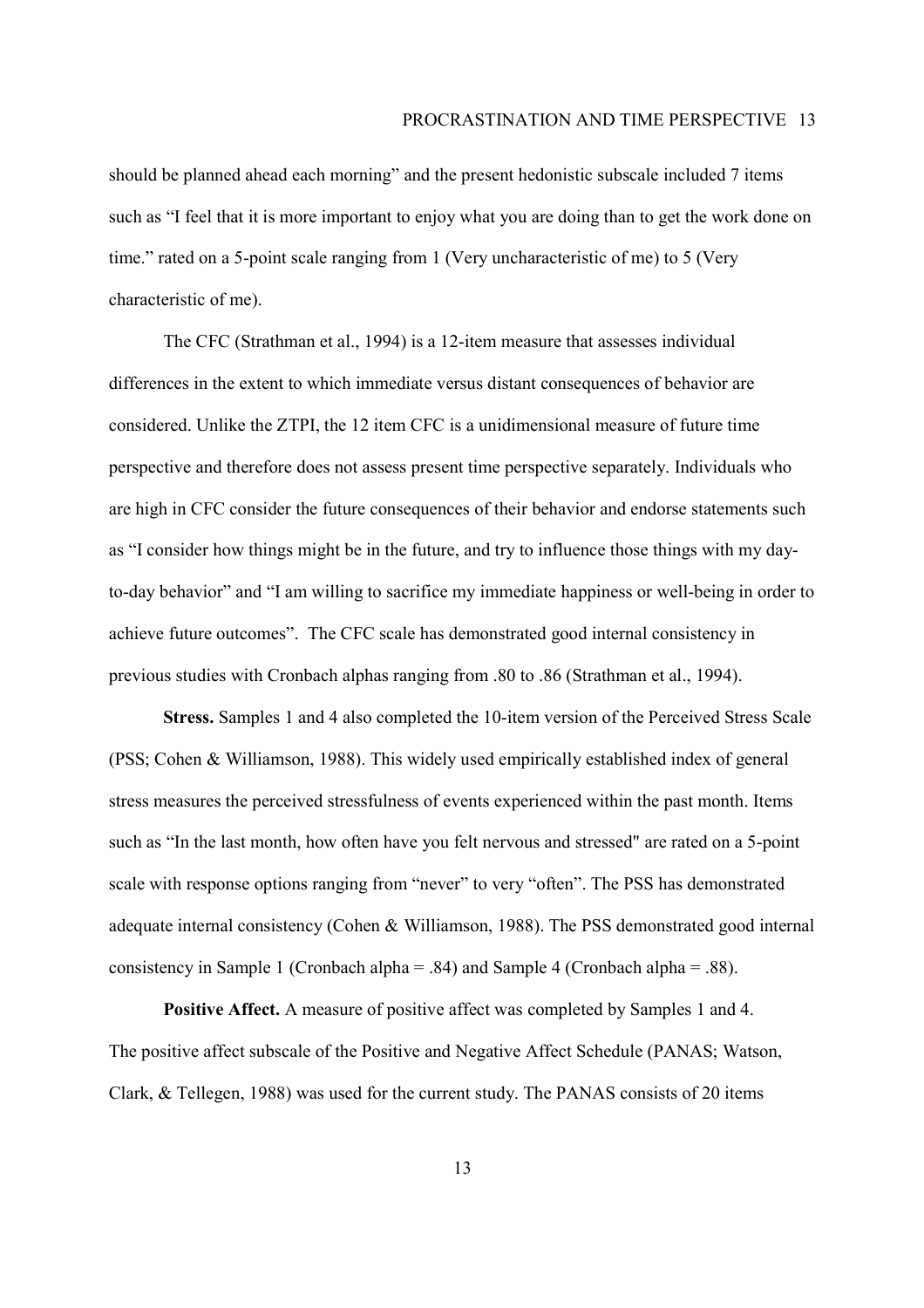should be planned ahead each morning" and the present hedonistic subscale included 7 items such as "I feel that it is more important to enjoy what you are doing than to get the work done on time." rated on a 5-point scale ranging from 1 (Very uncharacteristic of me) to 5 (Very characteristic of me).

The CFC (Strathman et al., 1994) is a 12-item measure that assesses individual differences in the extent to which immediate versus distant consequences of behavior are considered. Unlike the ZTPI, the 12 item CFC is a unidimensional measure of future time perspective and therefore does not assess present time perspective separately. Individuals who are high in CFC consider the future consequences of their behavior and endorse statements such as "I consider how things might be in the future, and try to influence those things with my day-to-day behavior" and "I am willing to sacrifice my immediate happiness or well-being in order to achieve future outcomes". The CFC scale has demonstrated good internal consistency in previous studies with Cronbach alphas ranging from .80 to .86 (Strathman et al., 1994).

**Stress.** Samples 1 and 4 also completed the 10-item version of the Perceived Stress Scale (PSS; Cohen & Williamson, 1988). This widely used empirically established index of general stress measures the perceived stressfulness of events experienced within the past month. Items such as "In the last month, how often have you felt nervous and stressed" are rated on a 5-point scale with response options ranging from "never" to very "often". The PSS has demonstrated adequate internal consistency (Cohen & Williamson, 1988). The PSS demonstrated good internal consistency in Sample 1 (Cronbach alpha = .84) and Sample 4 (Cronbach alpha = .88).

**Positive Affect.** A measure of positive affect was completed by Samples 1 and 4. The positive affect subscale of the Positive and Negative Affect Schedule (PANAS; Watson, Clark, & Tellegen, 1988) was used for the current study. The PANAS consists of 20 items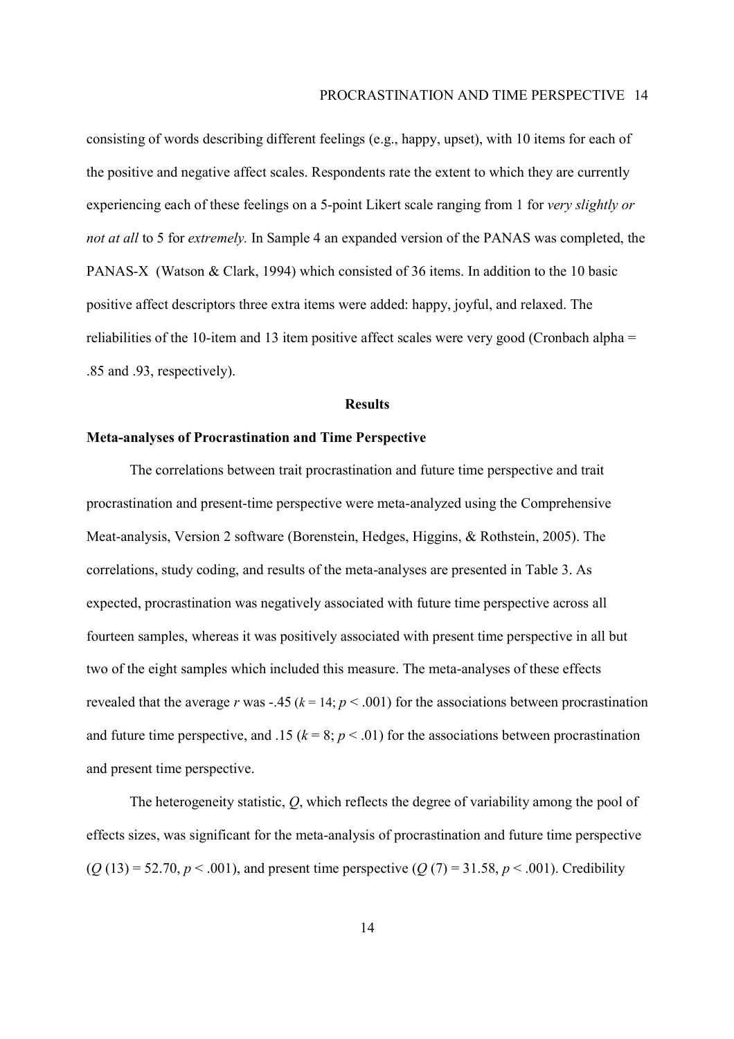consisting of words describing different feelings (e.g., happy, upset), with 10 items for each of the positive and negative affect scales. Respondents rate the extent to which they are currently experiencing each of these feelings on a 5-point Likert scale ranging from 1 for *very slightly or not at all* to 5 for *extremely.* In Sample 4 an expanded version of the PANAS was completed, the PANAS-X (Watson & Clark, 1994) which consisted of 36 items. In addition to the 10 basic positive affect descriptors three extra items were added: happy, joyful, and relaxed. The reliabilities of the 10-item and 13 item positive affect scales were very good (Cronbach alpha = .85 and .93, respectively).

## Results

### Meta-analyses of Procrastination and Time Perspective

The correlations between trait procrastination and future time perspective and trait procrastination and present-time perspective were meta-analyzed using the Comprehensive Meat-analysis, Version 2 software (Borenstein, Hedges, Higgins, & Rothstein, 2005). The correlations, study coding, and results of the meta-analyses are presented in Table 3. As expected, procrastination was negatively associated with future time perspective across all fourteen samples, whereas it was positively associated with present time perspective in all but two of the eight samples which included this measure. The meta-analyses of these effects revealed that the average $r$ was -.45 ($k = 14$; $p < .001$) for the associations between procrastination and future time perspective, and .15 ($k = 8$; $p < .01$) for the associations between procrastination and present time perspective.

The heterogeneity statistic, $Q$, which reflects the degree of variability among the pool of effects sizes, was significant for the meta-analysis of procrastination and future time perspective ($Q$ (13) = 52.70, $p < .001$), and present time perspective ($Q$ (7) = 31.58, $p < .001$). Credibility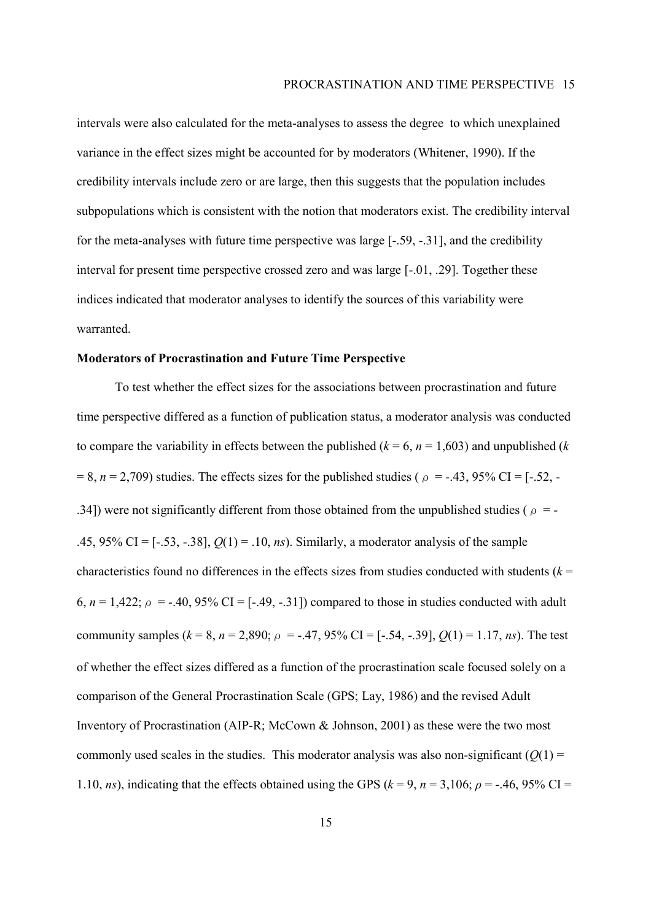intervals were also calculated for the meta-analyses to assess the degree to which unexplained variance in the effect sizes might be accounted for by moderators (Whitener, 1990). If the credibility intervals include zero or are large, then this suggests that the population includes subpopulations which is consistent with the notion that moderators exist. The credibility interval for the meta-analyses with future time perspective was large [-.59, -.31], and the credibility interval for present time perspective crossed zero and was large [-.01, .29]. Together these indices indicated that moderator analyses to identify the sources of this variability were warranted.

**Moderators of Procrastination and Future Time Perspective**

To test whether the effect sizes for the associations between procrastination and future time perspective differed as a function of publication status, a moderator analysis was conducted to compare the variability in effects between the published ($k$ = 6, $n$ = 1,603) and unpublished ($k$ = 8, $n$ = 2,709) studies. The effects sizes for the published studies ( $\rho$ = -.43, 95% CI = [-.52, -.34]) were not significantly different from those obtained from the unpublished studies ( $\rho$ = -.45, 95% CI = [-.53, -.38], $Q(1)$ = .10, *ns*). Similarly, a moderator analysis of the sample characteristics found no differences in the effects sizes from studies conducted with students ($k$ = 6, $n$ = 1,422; $\rho$ = -.40, 95% CI = [-.49, -.31]) compared to those in studies conducted with adult community samples ($k$ = 8, $n$ = 2,890; $\rho$ = -.47, 95% CI = [-.54, -.39], $Q(1)$ = 1.17, *ns*). The test of whether the effect sizes differed as a function of the procrastination scale focused solely on a comparison of the General Procrastination Scale (GPS; Lay, 1986) and the revised Adult Inventory of Procrastination (AIP-R; McCown & Johnson, 2001) as these were the two most commonly used scales in the studies. This moderator analysis was also non-significant ($Q(1)$ = 1.10, *ns*), indicating that the effects obtained using the GPS ($k$ = 9, $n$ = 3,106; $\rho$ = -.46, 95% CI =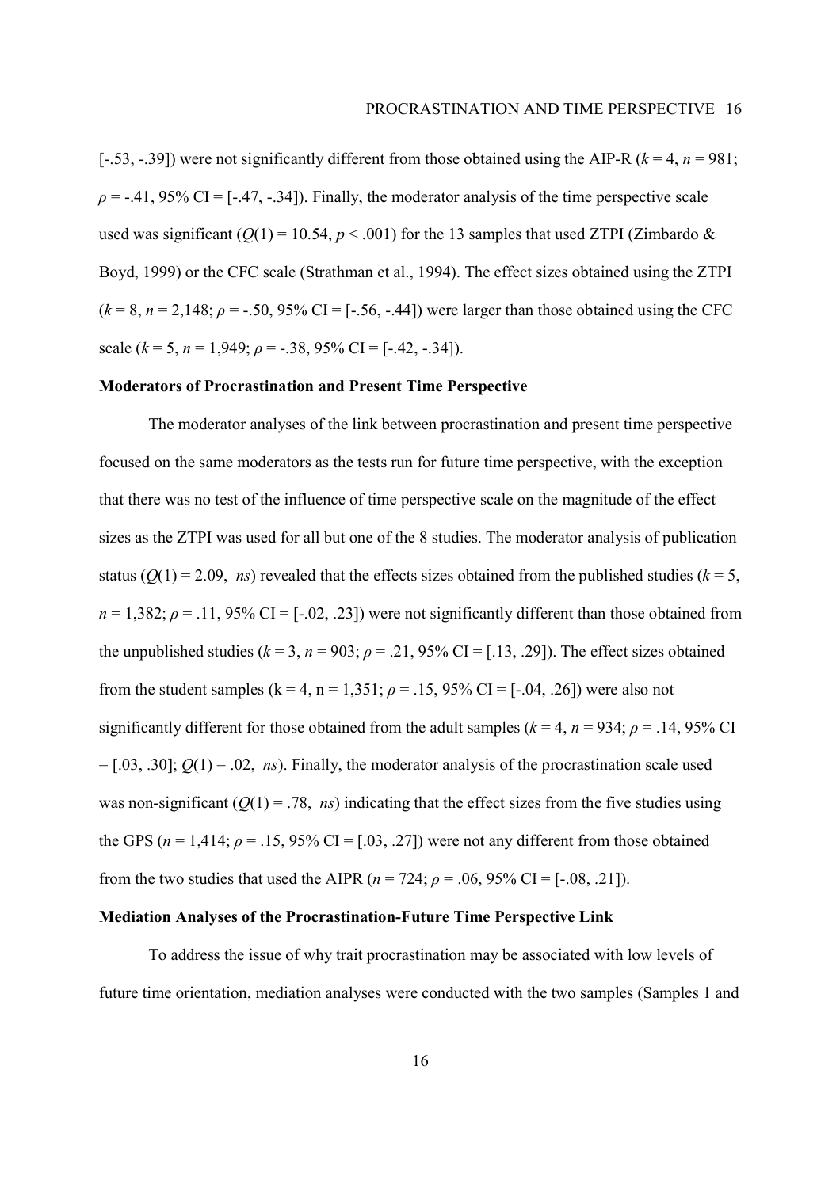[-.53, -.39]) were not significantly different from those obtained using the AIP-R ($k = 4$, $n = 981$; $\rho = -.41$, 95% CI = [-.47, -.34]). Finally, the moderator analysis of the time perspective scale used was significant ($Q(1) = 10.54$, $p < .001$) for the 13 samples that used ZTPI (Zimbardo & Boyd, 1999) or the CFC scale (Strathman et al., 1994). The effect sizes obtained using the ZTPI ($k = 8$, $n = 2{,}148$; $\rho = -.50$, 95% CI = [-.56, -.44]) were larger than those obtained using the CFC scale ($k = 5$, $n = 1{,}949$; $\rho = -.38$, 95% CI = [-.42, -.34]).

**Moderators of Procrastination and Present Time Perspective**

The moderator analyses of the link between procrastination and present time perspective focused on the same moderators as the tests run for future time perspective, with the exception that there was no test of the influence of time perspective scale on the magnitude of the effect sizes as the ZTPI was used for all but one of the 8 studies. The moderator analysis of publication status ($Q(1) = 2.09$, *ns*) revealed that the effects sizes obtained from the published studies ($k = 5$, $n = 1{,}382$; $\rho = .11$, 95% CI = [-.02, .23]) were not significantly different than those obtained from the unpublished studies ($k = 3$, $n = 903$; $\rho = .21$, 95% CI = [.13, .29]). The effect sizes obtained from the student samples ($k = 4$, $n = 1{,}351$; $\rho = .15$, 95% CI = [-.04, .26]) were also not significantly different for those obtained from the adult samples ($k = 4$, $n = 934$; $\rho = .14$, 95% CI = [.03, .30]; $Q(1) = .02$, *ns*). Finally, the moderator analysis of the procrastination scale used was non-significant ($Q(1) = .78$, *ns*) indicating that the effect sizes from the five studies using the GPS ($n = 1{,}414$; $\rho = .15$, 95% CI = [.03, .27]) were not any different from those obtained from the two studies that used the AIPR ($n = 724$; $\rho = .06$, 95% CI = [-.08, .21]).

**Mediation Analyses of the Procrastination-Future Time Perspective Link**

To address the issue of why trait procrastination may be associated with low levels of future time orientation, mediation analyses were conducted with the two samples (Samples 1 and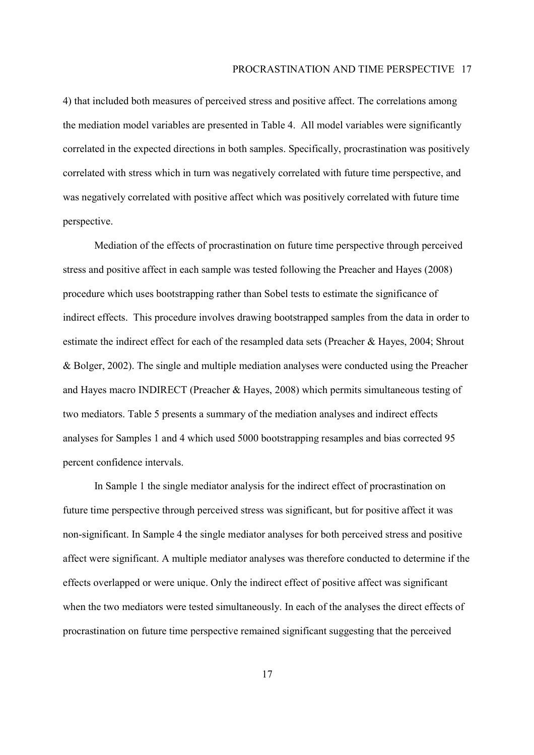4) that included both measures of perceived stress and positive affect. The correlations among the mediation model variables are presented in Table 4. All model variables were significantly correlated in the expected directions in both samples. Specifically, procrastination was positively correlated with stress which in turn was negatively correlated with future time perspective, and was negatively correlated with positive affect which was positively correlated with future time perspective.

Mediation of the effects of procrastination on future time perspective through perceived stress and positive affect in each sample was tested following the Preacher and Hayes (2008) procedure which uses bootstrapping rather than Sobel tests to estimate the significance of indirect effects. This procedure involves drawing bootstrapped samples from the data in order to estimate the indirect effect for each of the resampled data sets (Preacher & Hayes, 2004; Shrout & Bolger, 2002). The single and multiple mediation analyses were conducted using the Preacher and Hayes macro INDIRECT (Preacher & Hayes, 2008) which permits simultaneous testing of two mediators. Table 5 presents a summary of the mediation analyses and indirect effects analyses for Samples 1 and 4 which used 5000 bootstrapping resamples and bias corrected 95 percent confidence intervals.

In Sample 1 the single mediator analysis for the indirect effect of procrastination on future time perspective through perceived stress was significant, but for positive affect it was non-significant. In Sample 4 the single mediator analyses for both perceived stress and positive affect were significant. A multiple mediator analyses was therefore conducted to determine if the effects overlapped or were unique. Only the indirect effect of positive affect was significant when the two mediators were tested simultaneously. In each of the analyses the direct effects of procrastination on future time perspective remained significant suggesting that the perceived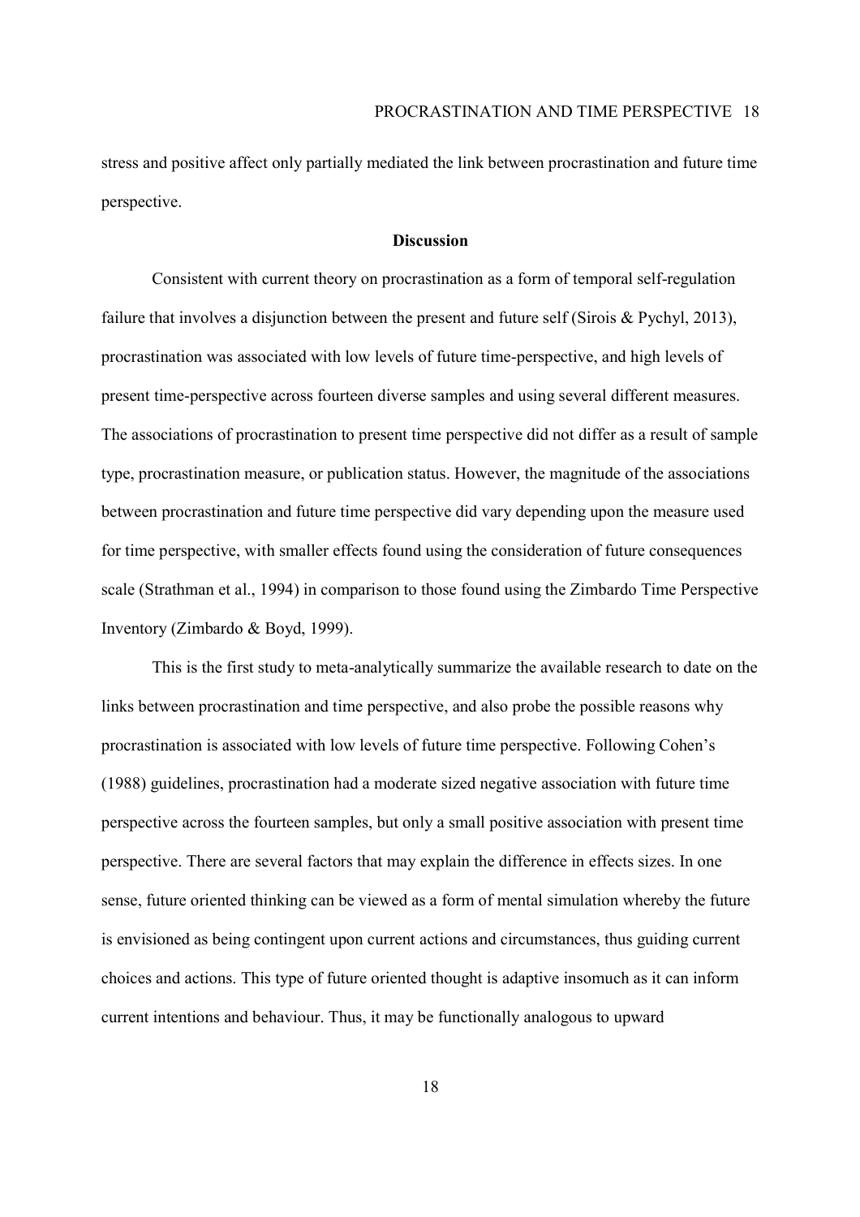stress and positive affect only partially mediated the link between procrastination and future time perspective.

## Discussion

Consistent with current theory on procrastination as a form of temporal self-regulation failure that involves a disjunction between the present and future self (Sirois & Pychyl, 2013), procrastination was associated with low levels of future time-perspective, and high levels of present time-perspective across fourteen diverse samples and using several different measures. The associations of procrastination to present time perspective did not differ as a result of sample type, procrastination measure, or publication status. However, the magnitude of the associations between procrastination and future time perspective did vary depending upon the measure used for time perspective, with smaller effects found using the consideration of future consequences scale (Strathman et al., 1994) in comparison to those found using the Zimbardo Time Perspective Inventory (Zimbardo & Boyd, 1999).

This is the first study to meta-analytically summarize the available research to date on the links between procrastination and time perspective, and also probe the possible reasons why procrastination is associated with low levels of future time perspective. Following Cohen's (1988) guidelines, procrastination had a moderate sized negative association with future time perspective across the fourteen samples, but only a small positive association with present time perspective. There are several factors that may explain the difference in effects sizes. In one sense, future oriented thinking can be viewed as a form of mental simulation whereby the future is envisioned as being contingent upon current actions and circumstances, thus guiding current choices and actions. This type of future oriented thought is adaptive insomuch as it can inform current intentions and behaviour. Thus, it may be functionally analogous to upward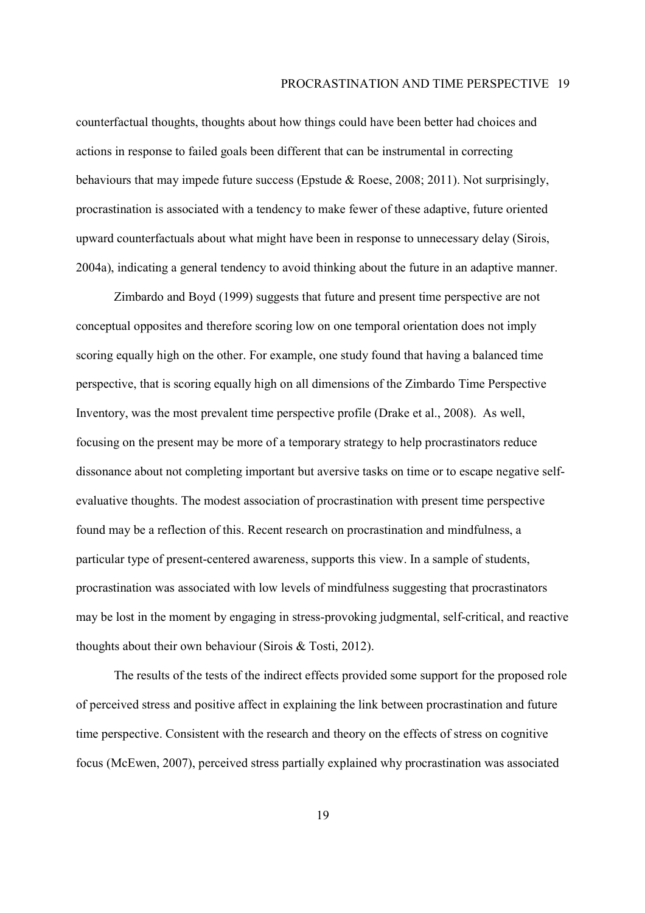counterfactual thoughts, thoughts about how things could have been better had choices and actions in response to failed goals been different that can be instrumental in correcting behaviours that may impede future success (Epstude & Roese, 2008; 2011). Not surprisingly, procrastination is associated with a tendency to make fewer of these adaptive, future oriented upward counterfactuals about what might have been in response to unnecessary delay (Sirois, 2004a), indicating a general tendency to avoid thinking about the future in an adaptive manner.

Zimbardo and Boyd (1999) suggests that future and present time perspective are not conceptual opposites and therefore scoring low on one temporal orientation does not imply scoring equally high on the other. For example, one study found that having a balanced time perspective, that is scoring equally high on all dimensions of the Zimbardo Time Perspective Inventory, was the most prevalent time perspective profile (Drake et al., 2008). As well, focusing on the present may be more of a temporary strategy to help procrastinators reduce dissonance about not completing important but aversive tasks on time or to escape negative self-evaluative thoughts. The modest association of procrastination with present time perspective found may be a reflection of this. Recent research on procrastination and mindfulness, a particular type of present-centered awareness, supports this view. In a sample of students, procrastination was associated with low levels of mindfulness suggesting that procrastinators may be lost in the moment by engaging in stress-provoking judgmental, self-critical, and reactive thoughts about their own behaviour (Sirois & Tosti, 2012).

The results of the tests of the indirect effects provided some support for the proposed role of perceived stress and positive affect in explaining the link between procrastination and future time perspective. Consistent with the research and theory on the effects of stress on cognitive focus (McEwen, 2007), perceived stress partially explained why procrastination was associated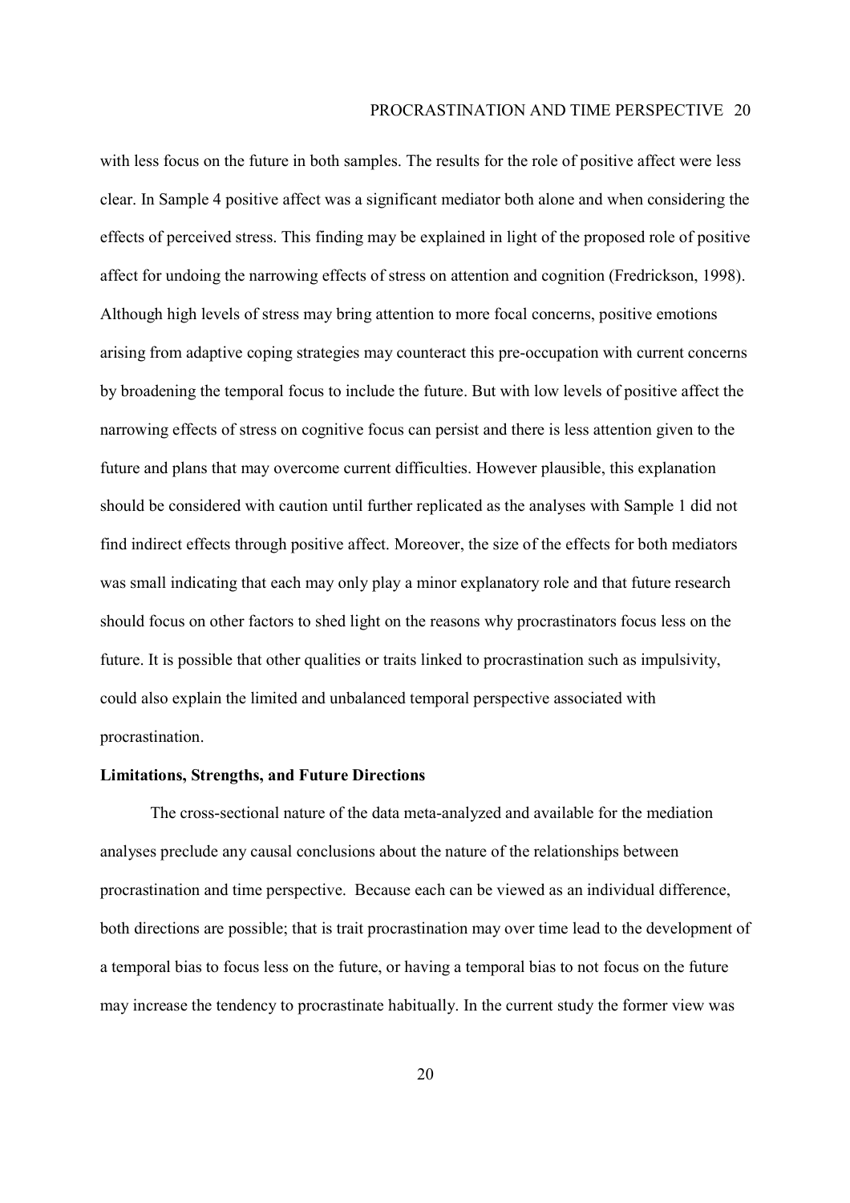with less focus on the future in both samples. The results for the role of positive affect were less clear. In Sample 4 positive affect was a significant mediator both alone and when considering the effects of perceived stress. This finding may be explained in light of the proposed role of positive affect for undoing the narrowing effects of stress on attention and cognition (Fredrickson, 1998). Although high levels of stress may bring attention to more focal concerns, positive emotions arising from adaptive coping strategies may counteract this pre-occupation with current concerns by broadening the temporal focus to include the future. But with low levels of positive affect the narrowing effects of stress on cognitive focus can persist and there is less attention given to the future and plans that may overcome current difficulties. However plausible, this explanation should be considered with caution until further replicated as the analyses with Sample 1 did not find indirect effects through positive affect. Moreover, the size of the effects for both mediators was small indicating that each may only play a minor explanatory role and that future research should focus on other factors to shed light on the reasons why procrastinators focus less on the future. It is possible that other qualities or traits linked to procrastination such as impulsivity, could also explain the limited and unbalanced temporal perspective associated with procrastination.

**Limitations, Strengths, and Future Directions**

The cross-sectional nature of the data meta-analyzed and available for the mediation analyses preclude any causal conclusions about the nature of the relationships between procrastination and time perspective. Because each can be viewed as an individual difference, both directions are possible; that is trait procrastination may over time lead to the development of a temporal bias to focus less on the future, or having a temporal bias to not focus on the future may increase the tendency to procrastinate habitually. In the current study the former view was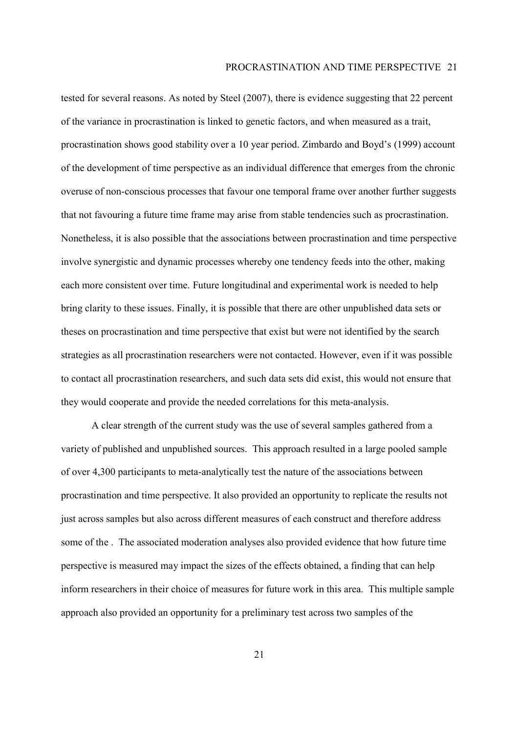tested for several reasons. As noted by Steel (2007), there is evidence suggesting that 22 percent of the variance in procrastination is linked to genetic factors, and when measured as a trait, procrastination shows good stability over a 10 year period. Zimbardo and Boyd's (1999) account of the development of time perspective as an individual difference that emerges from the chronic overuse of non-conscious processes that favour one temporal frame over another further suggests that not favouring a future time frame may arise from stable tendencies such as procrastination. Nonetheless, it is also possible that the associations between procrastination and time perspective involve synergistic and dynamic processes whereby one tendency feeds into the other, making each more consistent over time. Future longitudinal and experimental work is needed to help bring clarity to these issues. Finally, it is possible that there are other unpublished data sets or theses on procrastination and time perspective that exist but were not identified by the search strategies as all procrastination researchers were not contacted. However, even if it was possible to contact all procrastination researchers, and such data sets did exist, this would not ensure that they would cooperate and provide the needed correlations for this meta-analysis.

A clear strength of the current study was the use of several samples gathered from a variety of published and unpublished sources. This approach resulted in a large pooled sample of over 4,300 participants to meta-analytically test the nature of the associations between procrastination and time perspective. It also provided an opportunity to replicate the results not just across samples but also across different measures of each construct and therefore address some of the . The associated moderation analyses also provided evidence that how future time perspective is measured may impact the sizes of the effects obtained, a finding that can help inform researchers in their choice of measures for future work in this area. This multiple sample approach also provided an opportunity for a preliminary test across two samples of the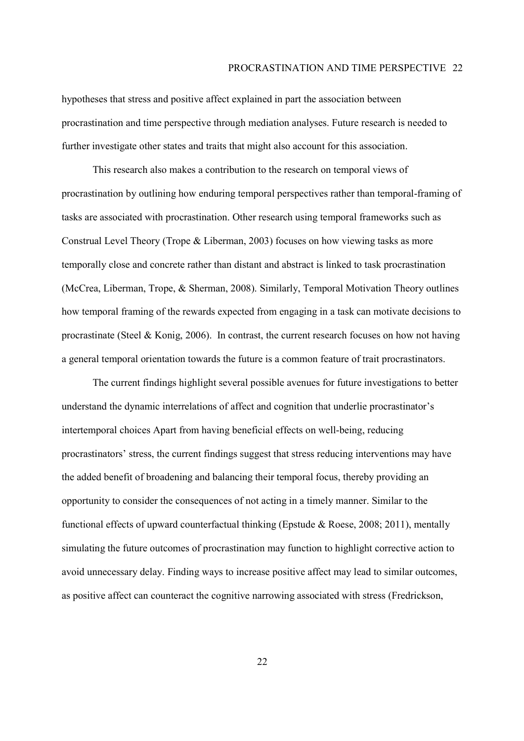hypotheses that stress and positive affect explained in part the association between procrastination and time perspective through mediation analyses. Future research is needed to further investigate other states and traits that might also account for this association.

This research also makes a contribution to the research on temporal views of procrastination by outlining how enduring temporal perspectives rather than temporal-framing of tasks are associated with procrastination. Other research using temporal frameworks such as Construal Level Theory (Trope & Liberman, 2003) focuses on how viewing tasks as more temporally close and concrete rather than distant and abstract is linked to task procrastination (McCrea, Liberman, Trope, & Sherman, 2008). Similarly, Temporal Motivation Theory outlines how temporal framing of the rewards expected from engaging in a task can motivate decisions to procrastinate (Steel & Konig, 2006). In contrast, the current research focuses on how not having a general temporal orientation towards the future is a common feature of trait procrastinators.

The current findings highlight several possible avenues for future investigations to better understand the dynamic interrelations of affect and cognition that underlie procrastinator's intertemporal choices Apart from having beneficial effects on well-being, reducing procrastinators' stress, the current findings suggest that stress reducing interventions may have the added benefit of broadening and balancing their temporal focus, thereby providing an opportunity to consider the consequences of not acting in a timely manner. Similar to the functional effects of upward counterfactual thinking (Epstude & Roese, 2008; 2011), mentally simulating the future outcomes of procrastination may function to highlight corrective action to avoid unnecessary delay. Finding ways to increase positive affect may lead to similar outcomes, as positive affect can counteract the cognitive narrowing associated with stress (Fredrickson,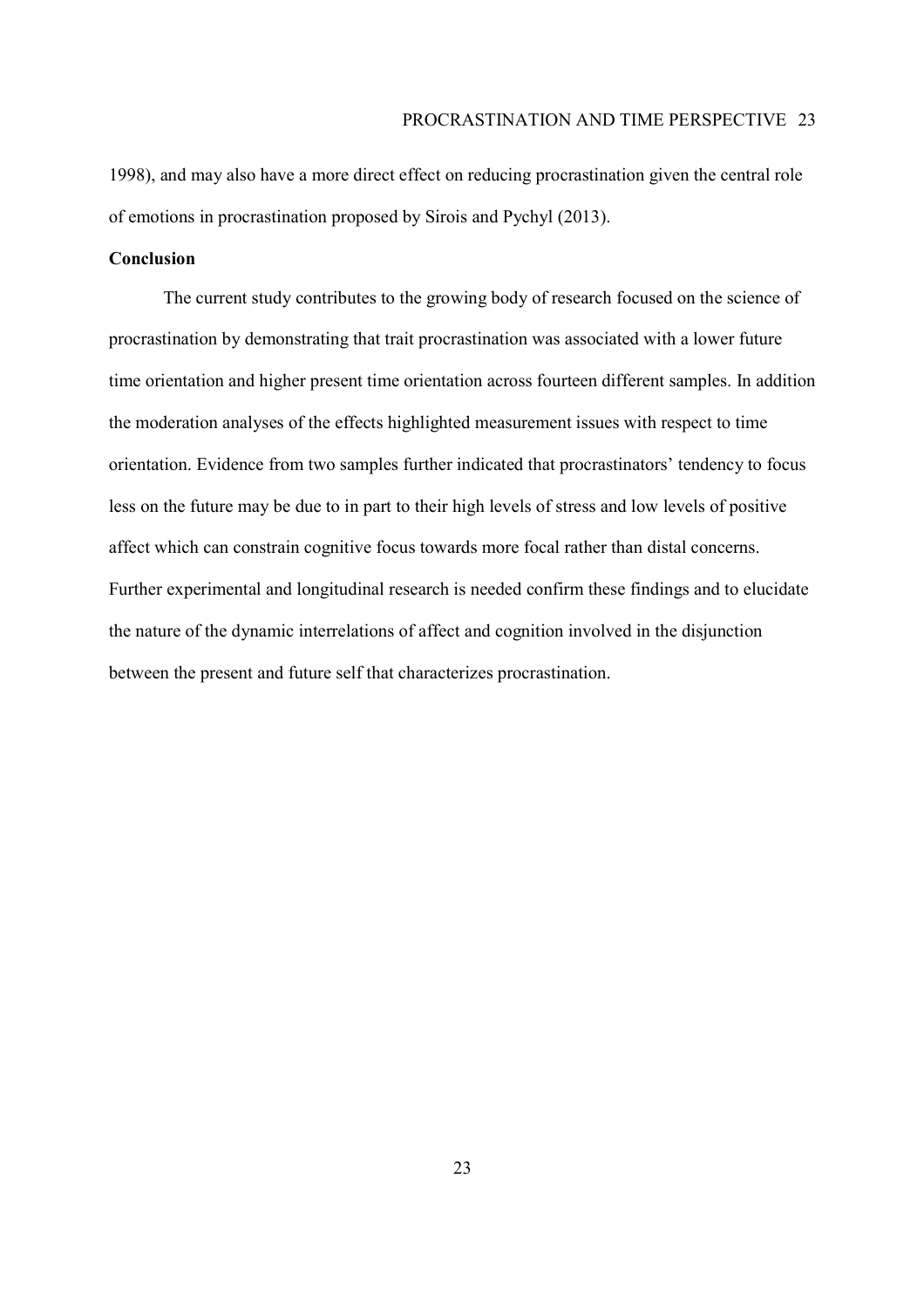1998), and may also have a more direct effect on reducing procrastination given the central role of emotions in procrastination proposed by Sirois and Pychyl (2013).

**Conclusion**

The current study contributes to the growing body of research focused on the science of procrastination by demonstrating that trait procrastination was associated with a lower future time orientation and higher present time orientation across fourteen different samples. In addition the moderation analyses of the effects highlighted measurement issues with respect to time orientation. Evidence from two samples further indicated that procrastinators' tendency to focus less on the future may be due to in part to their high levels of stress and low levels of positive affect which can constrain cognitive focus towards more focal rather than distal concerns. Further experimental and longitudinal research is needed confirm these findings and to elucidate the nature of the dynamic interrelations of affect and cognition involved in the disjunction between the present and future self that characterizes procrastination.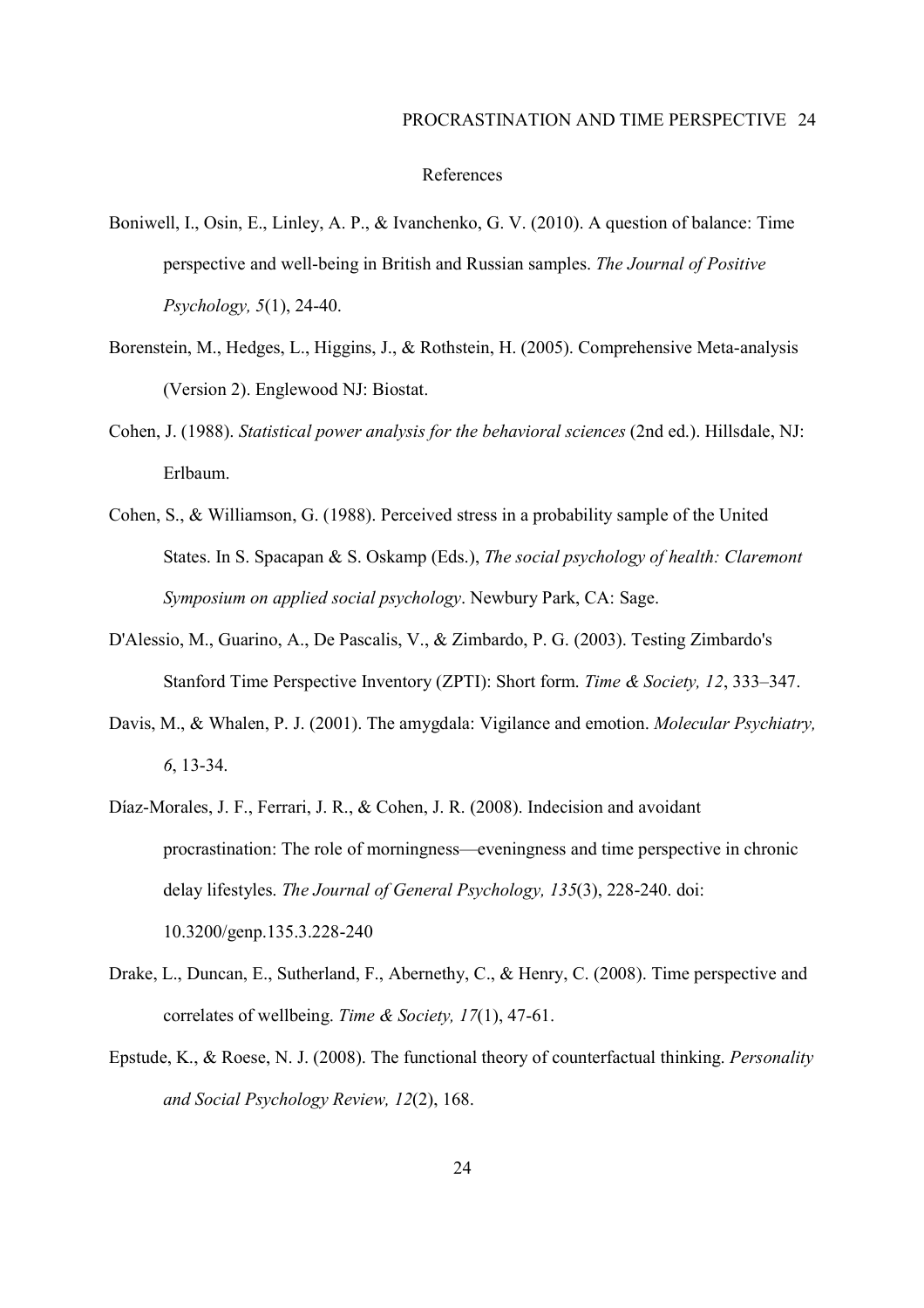# References

Boniwell, I., Osin, E., Linley, A. P., & Ivanchenko, G. V. (2010). A question of balance: Time perspective and well-being in British and Russian samples. *The Journal of Positive Psychology, 5*(1), 24-40.

Borenstein, M., Hedges, L., Higgins, J., & Rothstein, H. (2005). Comprehensive Meta-analysis (Version 2). Englewood NJ: Biostat.

Cohen, J. (1988). *Statistical power analysis for the behavioral sciences* (2nd ed.). Hillsdale, NJ: Erlbaum.

Cohen, S., & Williamson, G. (1988). Perceived stress in a probability sample of the United States. In S. Spacapan & S. Oskamp (Eds.), *The social psychology of health: Claremont Symposium on applied social psychology*. Newbury Park, CA: Sage.

D'Alessio, M., Guarino, A., De Pascalis, V., & Zimbardo, P. G. (2003). Testing Zimbardo's Stanford Time Perspective Inventory (ZPTI): Short form. *Time & Society, 12*, 333–347.

Davis, M., & Whalen, P. J. (2001). The amygdala: Vigilance and emotion. *Molecular Psychiatry, 6*, 13-34.

Díaz-Morales, J. F., Ferrari, J. R., & Cohen, J. R. (2008). Indecision and avoidant procrastination: The role of morningness—eveningness and time perspective in chronic delay lifestyles. *The Journal of General Psychology, 135*(3), 228-240. doi: 10.3200/genp.135.3.228-240

Drake, L., Duncan, E., Sutherland, F., Abernethy, C., & Henry, C. (2008). Time perspective and correlates of wellbeing. *Time & Society, 17*(1), 47-61.

Epstude, K., & Roese, N. J. (2008). The functional theory of counterfactual thinking. *Personality and Social Psychology Review, 12*(2), 168.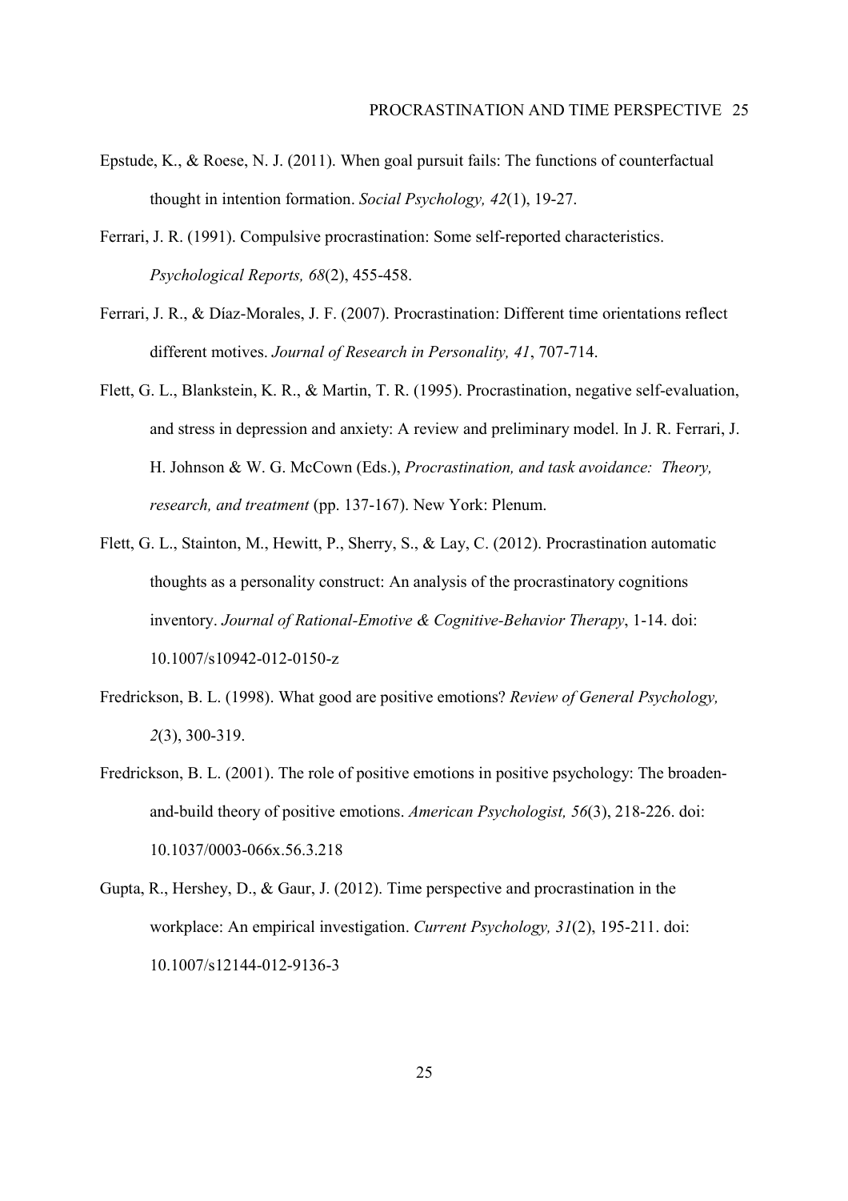Epstude, K., & Roese, N. J. (2011). When goal pursuit fails: The functions of counterfactual thought in intention formation. *Social Psychology, 42*(1), 19-27.

Ferrari, J. R. (1991). Compulsive procrastination: Some self-reported characteristics. *Psychological Reports, 68*(2), 455-458.

Ferrari, J. R., & Díaz-Morales, J. F. (2007). Procrastination: Different time orientations reflect different motives. *Journal of Research in Personality, 41*, 707-714.

Flett, G. L., Blankstein, K. R., & Martin, T. R. (1995). Procrastination, negative self-evaluation, and stress in depression and anxiety: A review and preliminary model. In J. R. Ferrari, J. H. Johnson & W. G. McCown (Eds.), *Procrastination, and task avoidance: Theory, research, and treatment* (pp. 137-167). New York: Plenum.

Flett, G. L., Stainton, M., Hewitt, P., Sherry, S., & Lay, C. (2012). Procrastination automatic thoughts as a personality construct: An analysis of the procrastinatory cognitions inventory. *Journal of Rational-Emotive & Cognitive-Behavior Therapy*, 1-14. doi: 10.1007/s10942-012-0150-z

Fredrickson, B. L. (1998). What good are positive emotions? *Review of General Psychology, 2*(3), 300-319.

Fredrickson, B. L. (2001). The role of positive emotions in positive psychology: The broaden-and-build theory of positive emotions. *American Psychologist, 56*(3), 218-226. doi: 10.1037/0003-066x.56.3.218

Gupta, R., Hershey, D., & Gaur, J. (2012). Time perspective and procrastination in the workplace: An empirical investigation. *Current Psychology, 31*(2), 195-211. doi: 10.1007/s12144-012-9136-3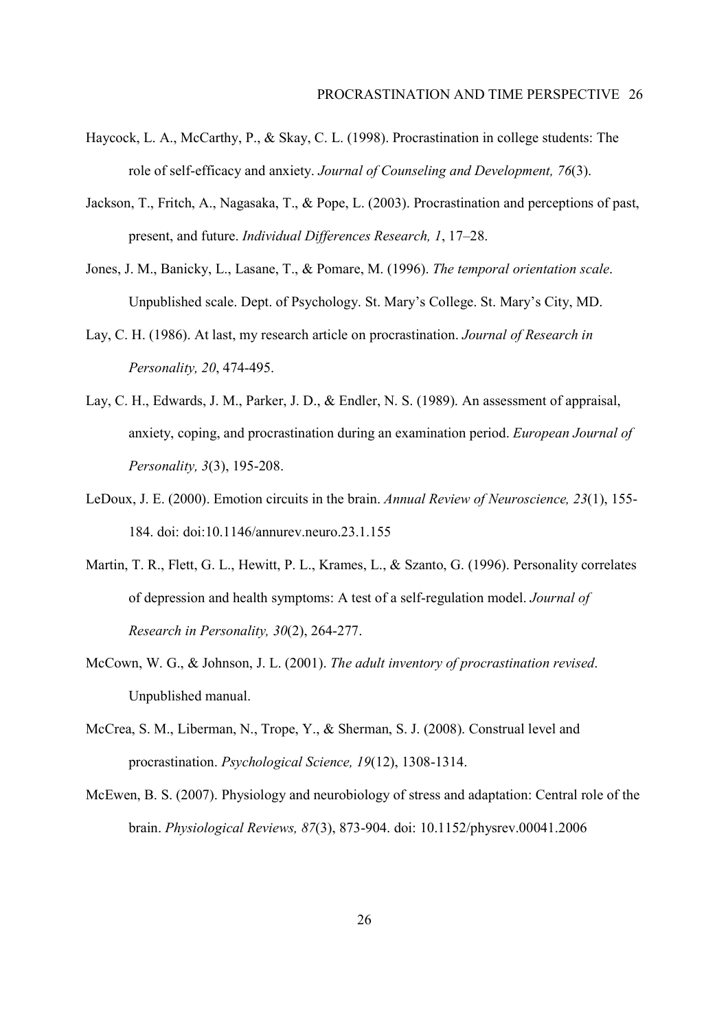Haycock, L. A., McCarthy, P., & Skay, C. L. (1998). Procrastination in college students: The role of self-efficacy and anxiety. *Journal of Counseling and Development, 76*(3).

Jackson, T., Fritch, A., Nagasaka, T., & Pope, L. (2003). Procrastination and perceptions of past, present, and future. *Individual Differences Research, 1*, 17–28.

Jones, J. M., Banicky, L., Lasane, T., & Pomare, M. (1996). *The temporal orientation scale*. Unpublished scale. Dept. of Psychology. St. Mary's College. St. Mary's City, MD.

Lay, C. H. (1986). At last, my research article on procrastination. *Journal of Research in Personality, 20*, 474-495.

Lay, C. H., Edwards, J. M., Parker, J. D., & Endler, N. S. (1989). An assessment of appraisal, anxiety, coping, and procrastination during an examination period. *European Journal of Personality, 3*(3), 195-208.

LeDoux, J. E. (2000). Emotion circuits in the brain. *Annual Review of Neuroscience, 23*(1), 155-184. doi: doi:10.1146/annurev.neuro.23.1.155

Martin, T. R., Flett, G. L., Hewitt, P. L., Krames, L., & Szanto, G. (1996). Personality correlates of depression and health symptoms: A test of a self-regulation model. *Journal of Research in Personality, 30*(2), 264-277.

McCown, W. G., & Johnson, J. L. (2001). *The adult inventory of procrastination revised*. Unpublished manual.

McCrea, S. M., Liberman, N., Trope, Y., & Sherman, S. J. (2008). Construal level and procrastination. *Psychological Science, 19*(12), 1308-1314.

McEwen, B. S. (2007). Physiology and neurobiology of stress and adaptation: Central role of the brain. *Physiological Reviews, 87*(3), 873-904. doi: 10.1152/physrev.00041.2006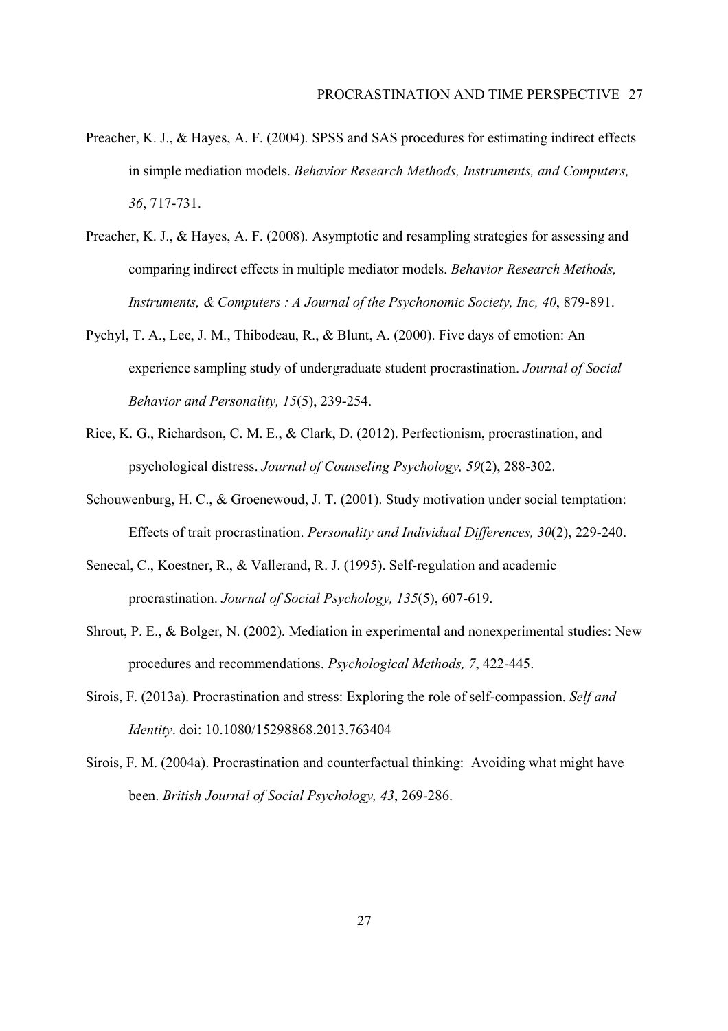Preacher, K. J., & Hayes, A. F. (2004). SPSS and SAS procedures for estimating indirect effects in simple mediation models. *Behavior Research Methods, Instruments, and Computers, 36*, 717-731.

Preacher, K. J., & Hayes, A. F. (2008). Asymptotic and resampling strategies for assessing and comparing indirect effects in multiple mediator models. *Behavior Research Methods, Instruments, & Computers : A Journal of the Psychonomic Society, Inc, 40*, 879-891.

Pychyl, T. A., Lee, J. M., Thibodeau, R., & Blunt, A. (2000). Five days of emotion: An experience sampling study of undergraduate student procrastination. *Journal of Social Behavior and Personality, 15*(5), 239-254.

Rice, K. G., Richardson, C. M. E., & Clark, D. (2012). Perfectionism, procrastination, and psychological distress. *Journal of Counseling Psychology, 59*(2), 288-302.

Schouwenburg, H. C., & Groenewoud, J. T. (2001). Study motivation under social temptation: Effects of trait procrastination. *Personality and Individual Differences, 30*(2), 229-240.

Senecal, C., Koestner, R., & Vallerand, R. J. (1995). Self-regulation and academic procrastination. *Journal of Social Psychology, 135*(5), 607-619.

Shrout, P. E., & Bolger, N. (2002). Mediation in experimental and nonexperimental studies: New procedures and recommendations. *Psychological Methods, 7*, 422-445.

Sirois, F. (2013a). Procrastination and stress: Exploring the role of self-compassion. *Self and Identity*. doi: 10.1080/15298868.2013.763404

Sirois, F. M. (2004a). Procrastination and counterfactual thinking: Avoiding what might have been. *British Journal of Social Psychology, 43*, 269-286.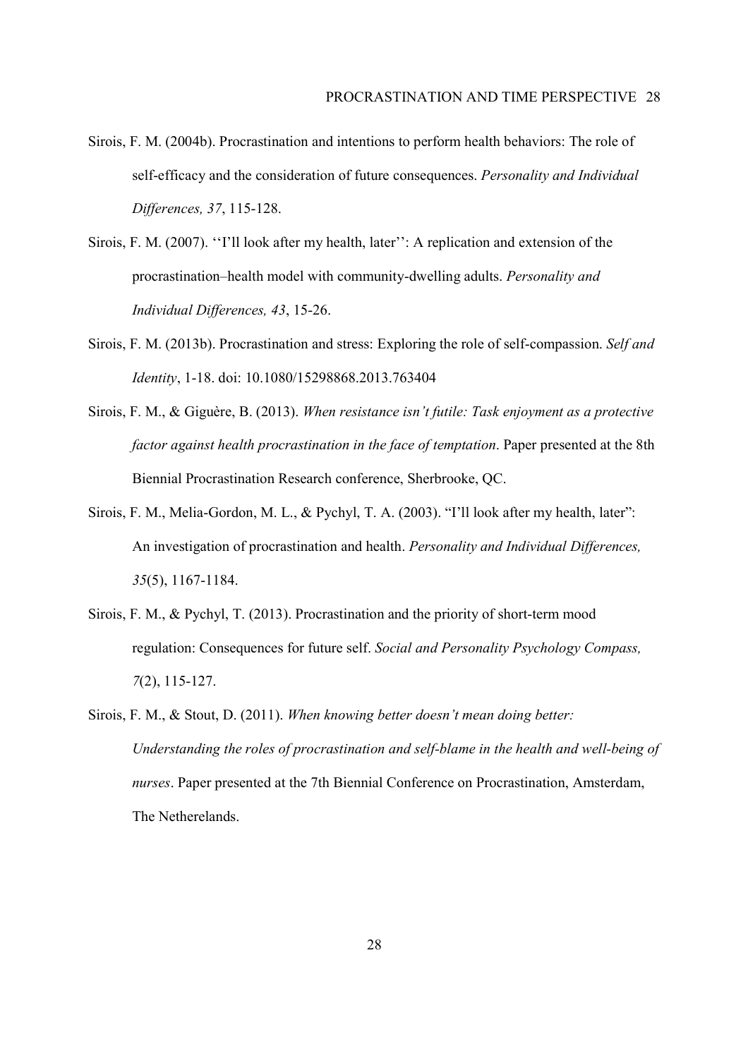Sirois, F. M. (2004b). Procrastination and intentions to perform health behaviors: The role of self-efficacy and the consideration of future consequences. *Personality and Individual Differences, 37*, 115-128.

Sirois, F. M. (2007). ''I'll look after my health, later'': A replication and extension of the procrastination–health model with community-dwelling adults. *Personality and Individual Differences, 43*, 15-26.

Sirois, F. M. (2013b). Procrastination and stress: Exploring the role of self-compassion. *Self and Identity*, 1-18. doi: 10.1080/15298868.2013.763404

Sirois, F. M., & Giguère, B. (2013). *When resistance isn't futile: Task enjoyment as a protective factor against health procrastination in the face of temptation*. Paper presented at the 8th Biennial Procrastination Research conference, Sherbrooke, QC.

Sirois, F. M., Melia-Gordon, M. L., & Pychyl, T. A. (2003). "I'll look after my health, later": An investigation of procrastination and health. *Personality and Individual Differences, 35*(5), 1167-1184.

Sirois, F. M., & Pychyl, T. (2013). Procrastination and the priority of short-term mood regulation: Consequences for future self. *Social and Personality Psychology Compass, 7*(2), 115-127.

Sirois, F. M., & Stout, D. (2011). *When knowing better doesn't mean doing better: Understanding the roles of procrastination and self-blame in the health and well-being of nurses*. Paper presented at the 7th Biennial Conference on Procrastination, Amsterdam, The Netherelands.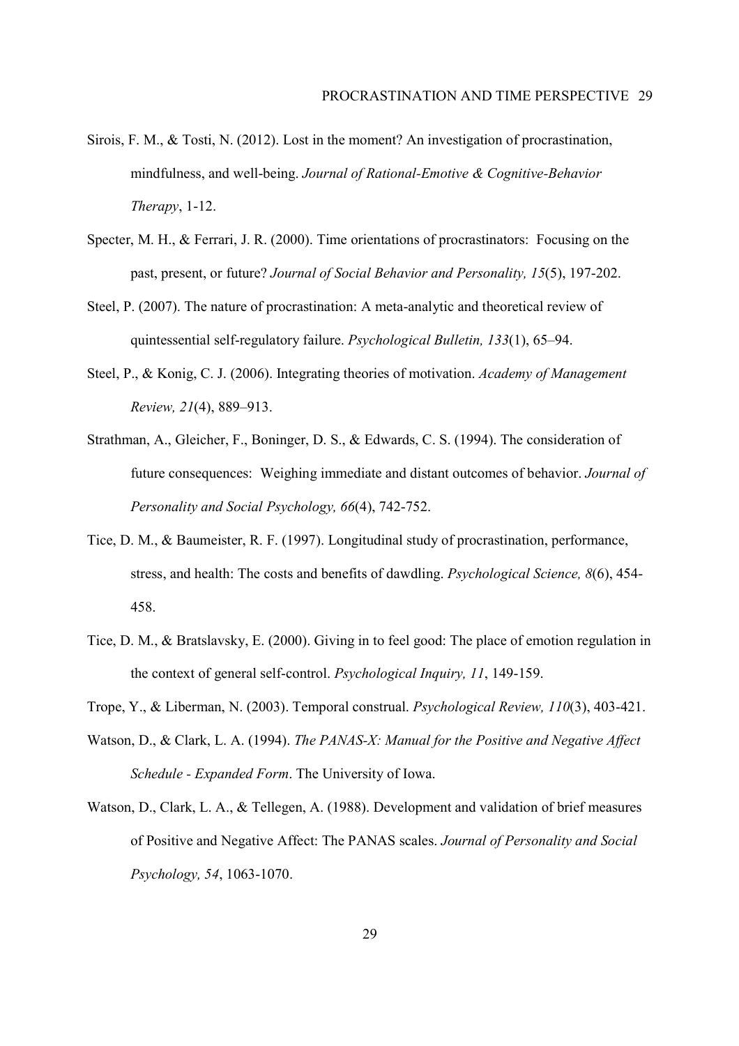Sirois, F. M., & Tosti, N. (2012). Lost in the moment? An investigation of procrastination, mindfulness, and well-being. *Journal of Rational-Emotive & Cognitive-Behavior Therapy*, 1-12.

Specter, M. H., & Ferrari, J. R. (2000). Time orientations of procrastinators: Focusing on the past, present, or future? *Journal of Social Behavior and Personality, 15*(5), 197-202.

Steel, P. (2007). The nature of procrastination: A meta-analytic and theoretical review of quintessential self-regulatory failure. *Psychological Bulletin, 133*(1), 65–94.

Steel, P., & Konig, C. J. (2006). Integrating theories of motivation. *Academy of Management Review, 21*(4), 889–913.

Strathman, A., Gleicher, F., Boninger, D. S., & Edwards, C. S. (1994). The consideration of future consequences: Weighing immediate and distant outcomes of behavior. *Journal of Personality and Social Psychology, 66*(4), 742-752.

Tice, D. M., & Baumeister, R. F. (1997). Longitudinal study of procrastination, performance, stress, and health: The costs and benefits of dawdling. *Psychological Science, 8*(6), 454-458.

Tice, D. M., & Bratslavsky, E. (2000). Giving in to feel good: The place of emotion regulation in the context of general self-control. *Psychological Inquiry, 11*, 149-159.

Trope, Y., & Liberman, N. (2003). Temporal construal. *Psychological Review, 110*(3), 403-421.

Watson, D., & Clark, L. A. (1994). *The PANAS-X: Manual for the Positive and Negative Affect Schedule - Expanded Form*. The University of Iowa.

Watson, D., Clark, L. A., & Tellegen, A. (1988). Development and validation of brief measures of Positive and Negative Affect: The PANAS scales. *Journal of Personality and Social Psychology, 54*, 1063-1070.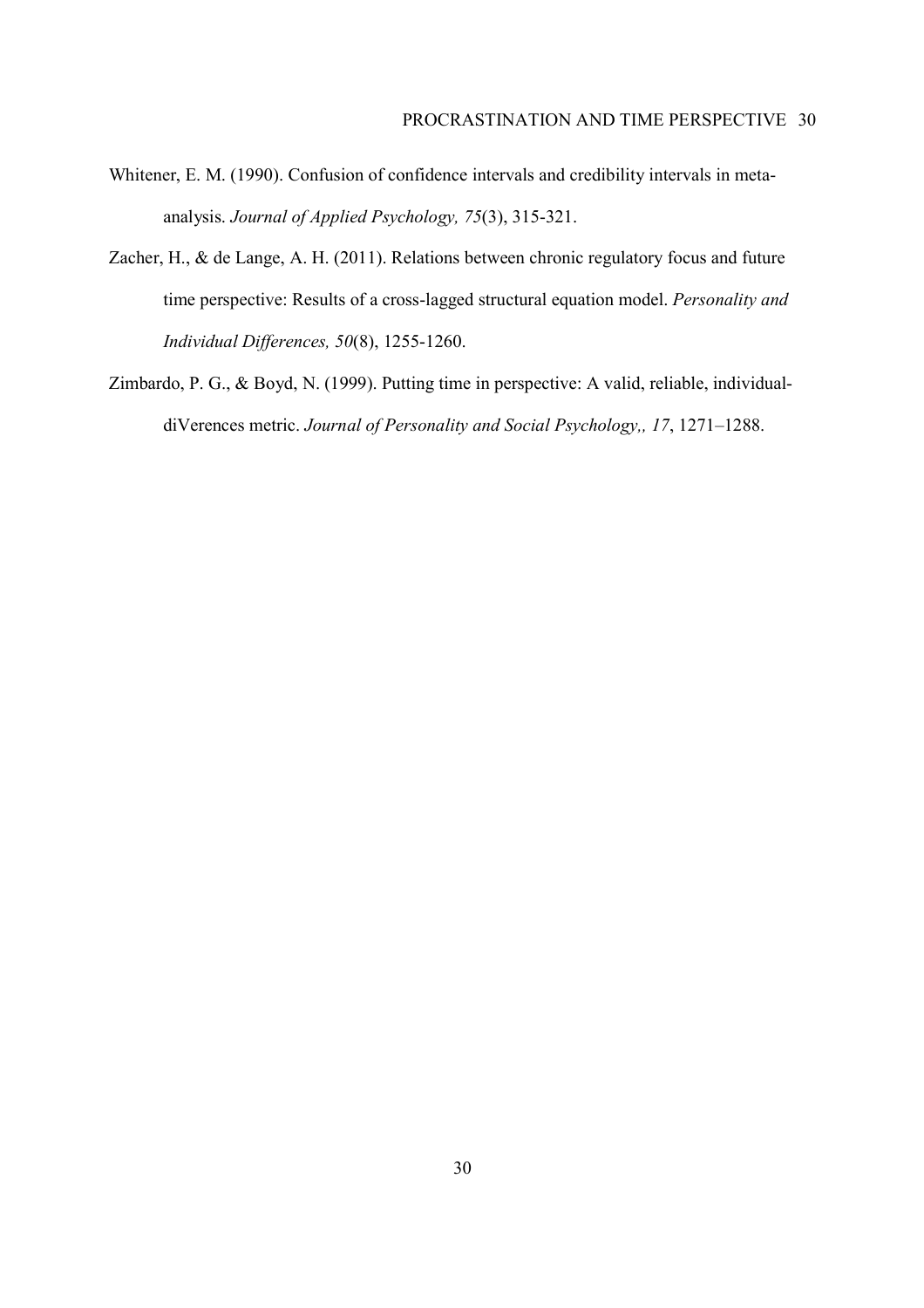Whitener, E. M. (1990). Confusion of confidence intervals and credibility intervals in meta-analysis. *Journal of Applied Psychology, 75*(3), 315-321.

Zacher, H., & de Lange, A. H. (2011). Relations between chronic regulatory focus and future time perspective: Results of a cross-lagged structural equation model. *Personality and Individual Differences, 50*(8), 1255-1260.

Zimbardo, P. G., & Boyd, N. (1999). Putting time in perspective: A valid, reliable, individual-diVerences metric. *Journal of Personality and Social Psychology,, 17*, 1271–1288.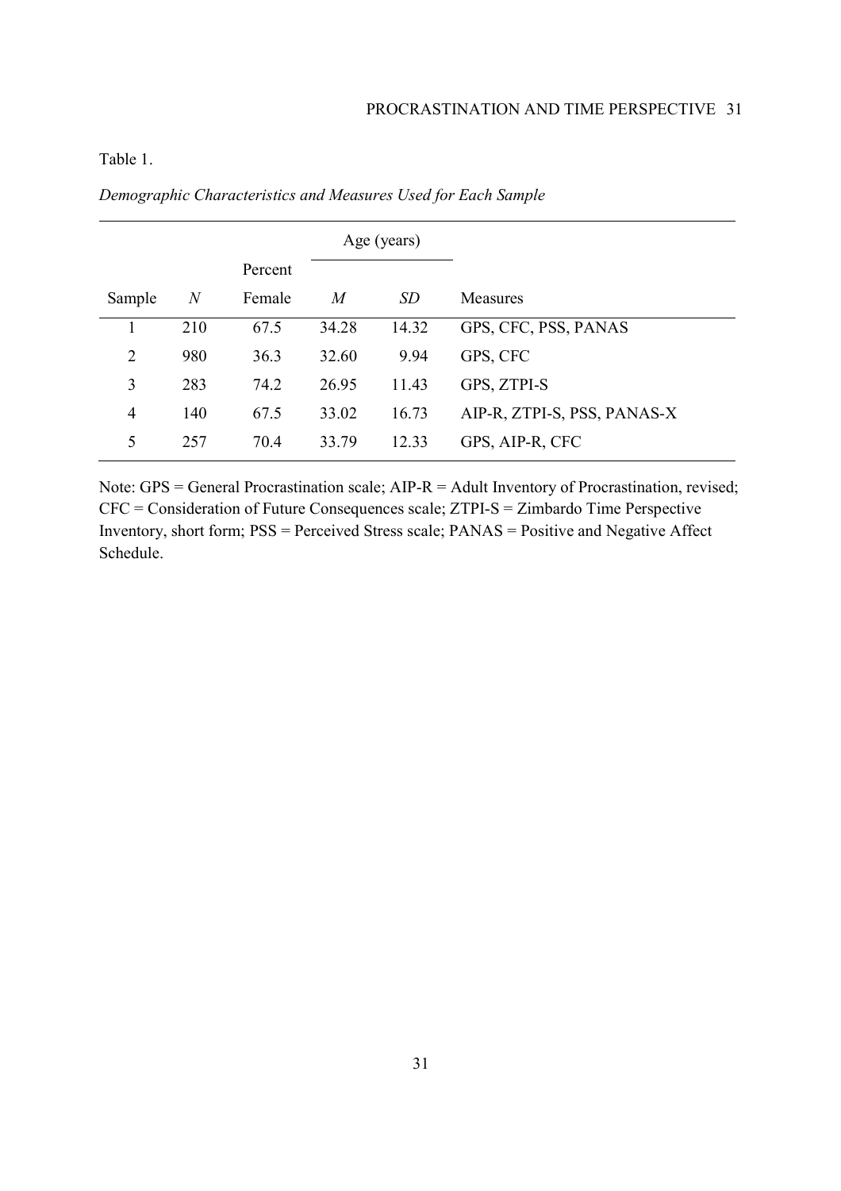Table 1.

*Demographic Characteristics and Measures Used for Each Sample*

| | | | Age (years) | | |
|---|---|---|---|---|---|
| Sample | *N* | Percent Female | *M* | *SD* | Measures |
| 1 | 210 | 67.5 | 34.28 | 14.32 | GPS, CFC, PSS, PANAS |
| 2 | 980 | 36.3 | 32.60 | 9.94 | GPS, CFC |
| 3 | 283 | 74.2 | 26.95 | 11.43 | GPS, ZTPI-S |
| 4 | 140 | 67.5 | 33.02 | 16.73 | AIP-R, ZTPI-S, PSS, PANAS-X |
| 5 | 257 | 70.4 | 33.79 | 12.33 | GPS, AIP-R, CFC |

Note: GPS = General Procrastination scale; AIP-R = Adult Inventory of Procrastination, revised; CFC = Consideration of Future Consequences scale; ZTPI-S = Zimbardo Time Perspective Inventory, short form; PSS = Perceived Stress scale; PANAS = Positive and Negative Affect Schedule.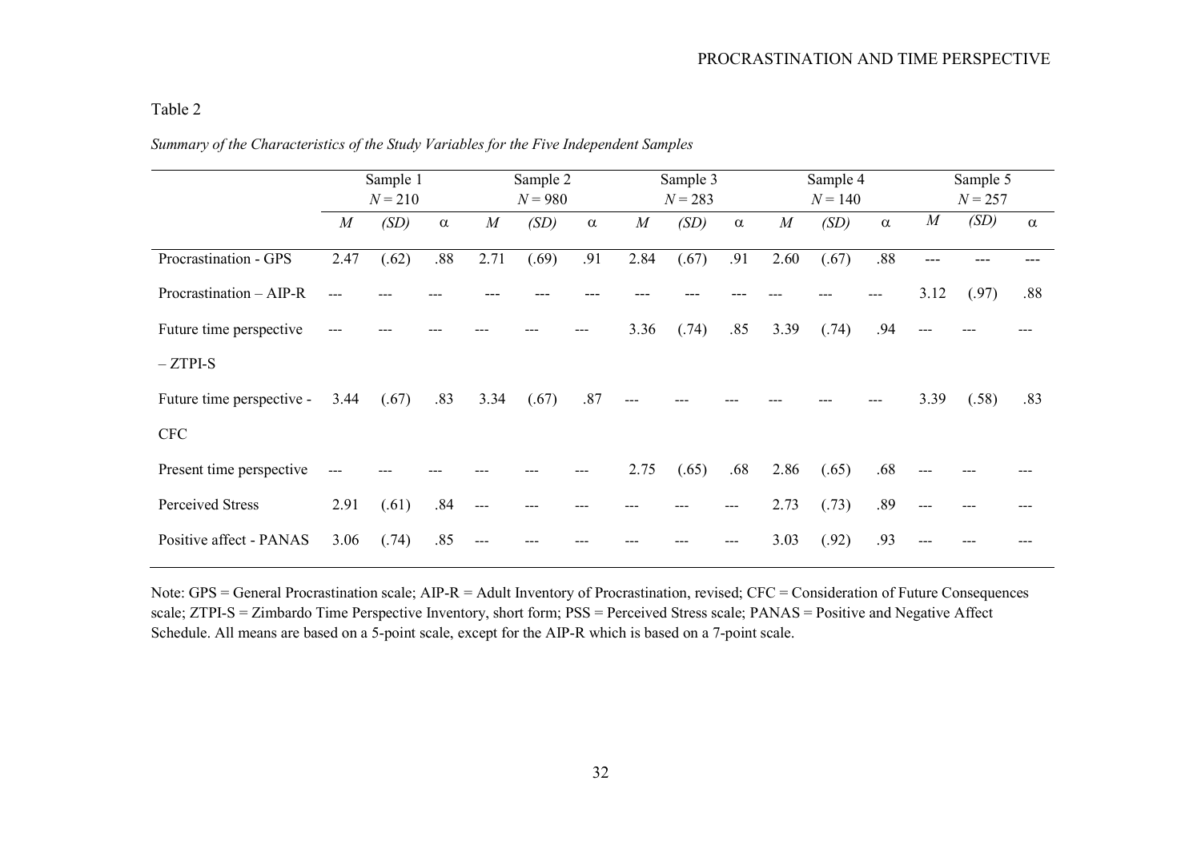Table 2

*Summary of the Characteristics of the Study Variables for the Five Independent Samples*

| | Sample 1 $N = 210$ | | | Sample 2 $N = 980$ | | | Sample 3 $N = 283$ | | | Sample 4 $N = 140$ | | | Sample 5 $N = 257$ | | |
|---|---|---|---|---|---|---|---|---|---|---|---|---|---|---|---|
| | *M* | *(SD)* | α | *M* | *(SD)* | α | *M* | *(SD)* | α | *M* | *(SD)* | α | *M* | *(SD)* | α |
| Procrastination - GPS | 2.47 | (.62) | .88 | 2.71 | (.69) | .91 | 2.84 | (.67) | .91 | 2.60 | (.67) | .88 | --- | --- | --- |
| Procrastination – AIP-R | --- | --- | --- | --- | --- | --- | --- | --- | --- | --- | --- | --- | 3.12 | (.97) | .88 |
| Future time perspective – ZTPI-S | --- | --- | --- | --- | --- | --- | 3.36 | (.74) | .85 | 3.39 | (.74) | .94 | --- | --- | --- |
| Future time perspective - CFC | 3.44 | (.67) | .83 | 3.34 | (.67) | .87 | --- | --- | --- | --- | --- | --- | 3.39 | (.58) | .83 |
| Present time perspective | --- | --- | --- | --- | --- | --- | 2.75 | (.65) | .68 | 2.86 | (.65) | .68 | --- | --- | --- |
| Perceived Stress | 2.91 | (.61) | .84 | --- | --- | --- | --- | --- | --- | 2.73 | (.73) | .89 | --- | --- | --- |
| Positive affect - PANAS | 3.06 | (.74) | .85 | --- | --- | --- | --- | --- | --- | 3.03 | (.92) | .93 | --- | --- | --- |

Note: GPS = General Procrastination scale; AIP-R = Adult Inventory of Procrastination, revised; CFC = Consideration of Future Consequences scale; ZTPI-S = Zimbardo Time Perspective Inventory, short form; PSS = Perceived Stress scale; PANAS = Positive and Negative Affect Schedule. All means are based on a 5-point scale, except for the AIP-R which is based on a 7-point scale.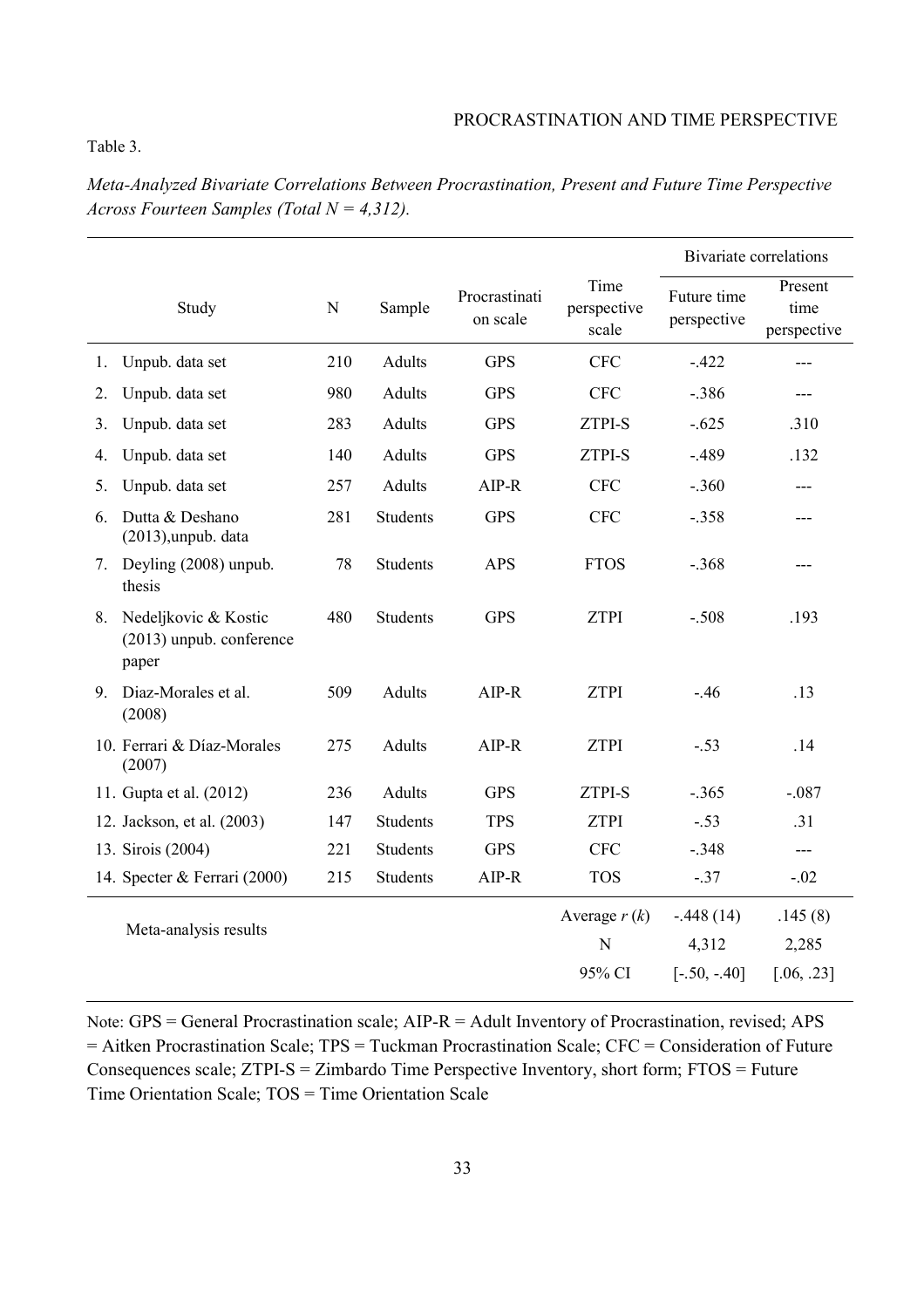Table 3.

*Meta-Analyzed Bivariate Correlations Between Procrastination, Present and Future Time Perspective Across Fourteen Samples (Total N = 4,312).*

| | Study | N | Sample | Procrastination scale | Time perspective scale | Bivariate correlations | |
|---|---|---|---|---|---|---|---|
| | | | | | | Future time perspective | Present time perspective |
| 1. | Unpub. data set | 210 | Adults | GPS | CFC | -.422 | --- |
| 2. | Unpub. data set | 980 | Adults | GPS | CFC | -.386 | --- |
| 3. | Unpub. data set | 283 | Adults | GPS | ZTPI-S | -.625 | .310 |
| 4. | Unpub. data set | 140 | Adults | GPS | ZTPI-S | -.489 | .132 |
| 5. | Unpub. data set | 257 | Adults | AIP-R | CFC | -.360 | --- |
| 6. | Dutta & Deshano (2013),unpub. data | 281 | Students | GPS | CFC | -.358 | --- |
| 7. | Deyling (2008) unpub. thesis | 78 | Students | APS | FTOS | -.368 | --- |
| 8. | Nedeljkovic & Kostic (2013) unpub. conference paper | 480 | Students | GPS | ZTPI | -.508 | .193 |
| 9. | Diaz-Morales et al. (2008) | 509 | Adults | AIP-R | ZTPI | -.46 | .13 |
| 10. | Ferrari & Díaz-Morales (2007) | 275 | Adults | AIP-R | ZTPI | -.53 | .14 |
| 11. | Gupta et al. (2012) | 236 | Adults | GPS | ZTPI-S | -.365 | -.087 |
| 12. | Jackson, et al. (2003) | 147 | Students | TPS | ZTPI | -.53 | .31 |
| 13. | Sirois (2004) | 221 | Students | GPS | CFC | -.348 | --- |
| 14. | Specter & Ferrari (2000) | 215 | Students | AIP-R | TOS | -.37 | -.02 |
| | Meta-analysis results | | | | Average *r* (*k*) | -.448 (14) | .145 (8) |
| | | | | | N | 4,312 | 2,285 |
| | | | | | 95% CI | [-.50, -.40] | [.06, .23] |

Note: GPS = General Procrastination scale; AIP-R = Adult Inventory of Procrastination, revised; APS = Aitken Procrastination Scale; TPS = Tuckman Procrastination Scale; CFC = Consideration of Future Consequences scale; ZTPI-S = Zimbardo Time Perspective Inventory, short form; FTOS = Future Time Orientation Scale; TOS = Time Orientation Scale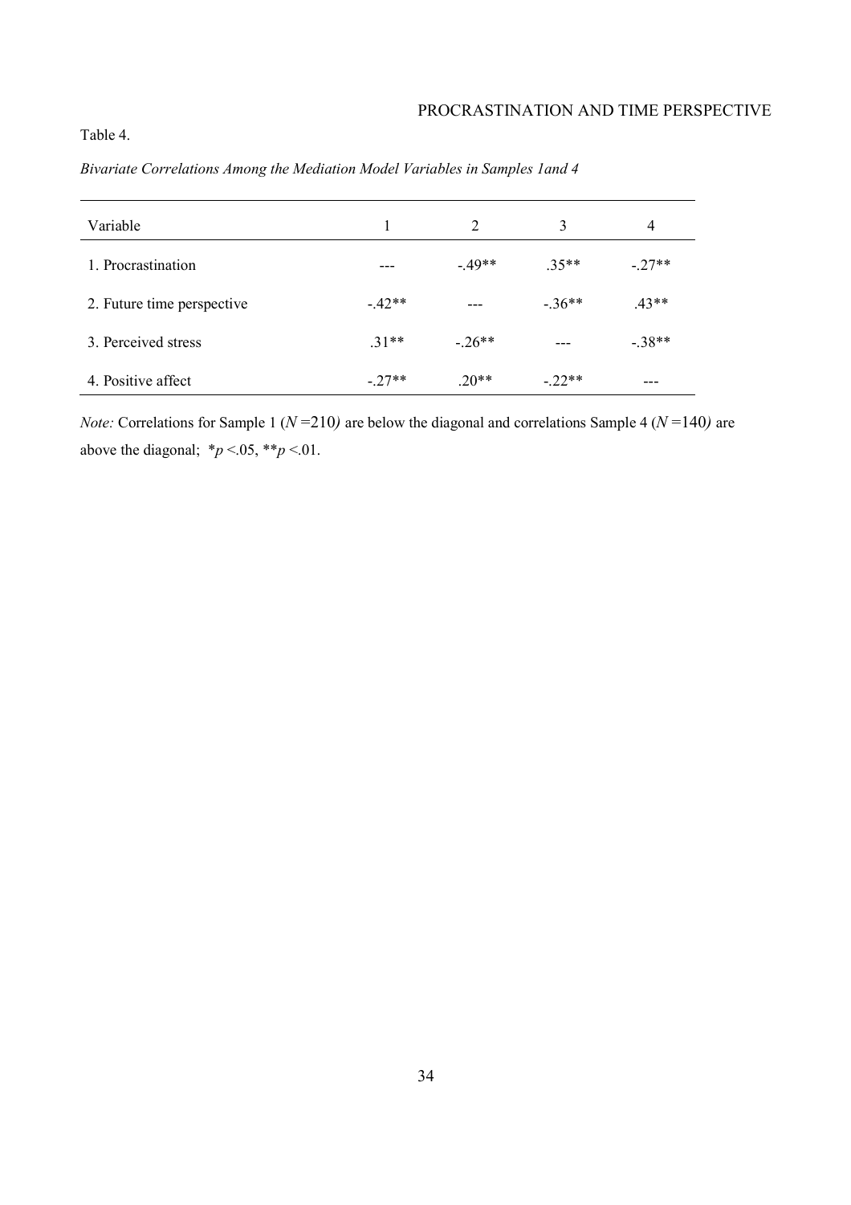Table 4.

*Bivariate Correlations Among the Mediation Model Variables in Samples 1and 4*

| Variable | 1 | 2 | 3 | 4 |
|---|---|---|---|---|
| 1. Procrastination | --- | -.49** | .35** | -.27** |
| 2. Future time perspective | -.42** | --- | -.36** | .43** |
| 3. Perceived stress | .31** | -.26** | --- | -.38** |
| 4. Positive affect | -.27** | .20** | -.22** | --- |

*Note:* Correlations for Sample 1 ($N$ =210) are below the diagonal and correlations Sample 4 ($N$ =140) are above the diagonal; \*$p$ <.05, \*\*$p$ <.01.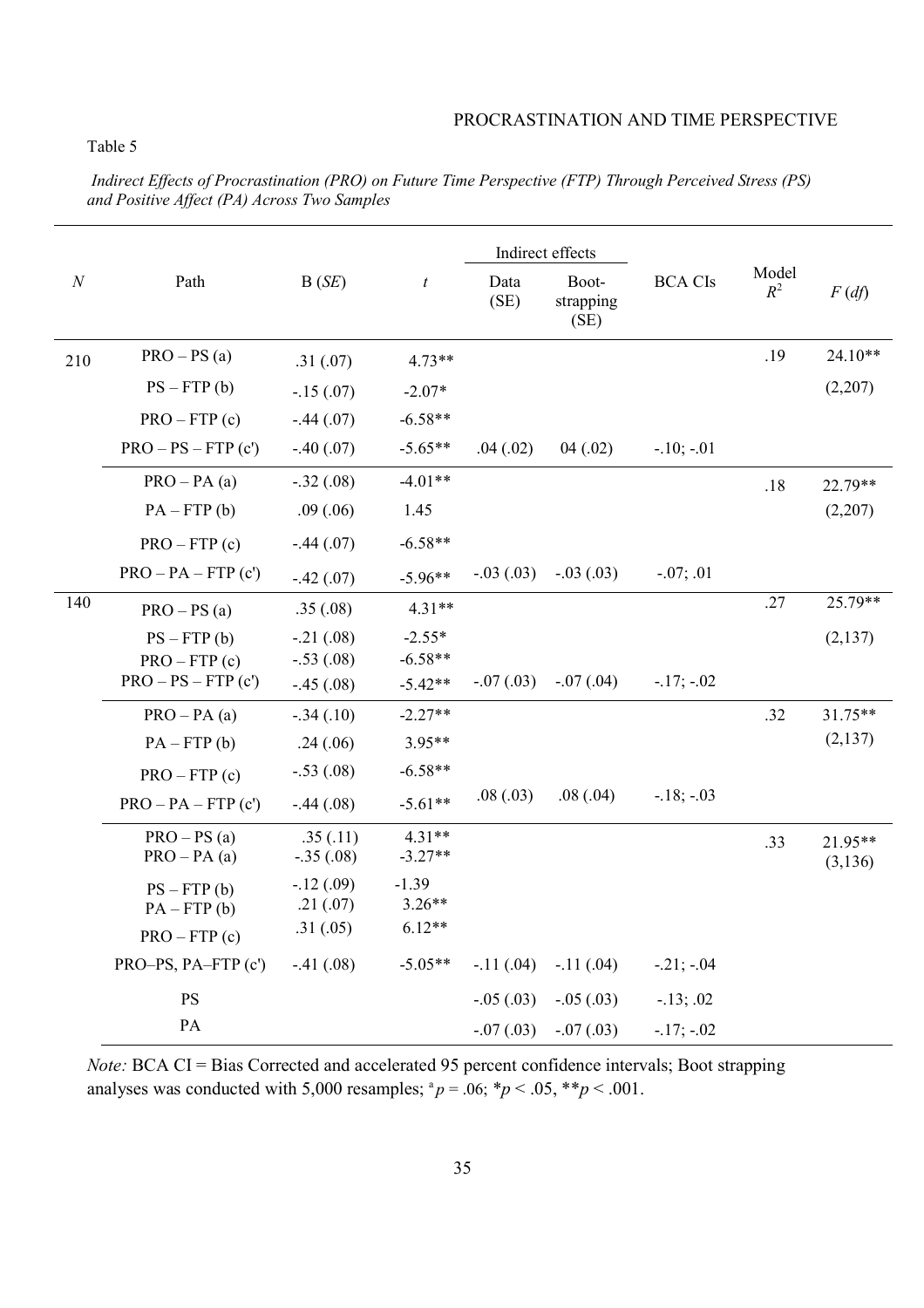Table 5

*Indirect Effects of Procrastination (PRO) on Future Time Perspective (FTP) Through Perceived Stress (PS) and Positive Affect (PA) Across Two Samples*

| *N* | Path | B (*SE*) | *t* | Indirect effects | | BCA CIs | Model $R^2$ | *F* (*df*) |
|---|---|---|---|---|---|---|---|---|
| | | | | Data (SE) | Boot-strapping (SE) | | | |
| 210 | PRO – PS (a) | .31 (.07) | 4.73** | | | | .19 | 24.10** |
| | PS – FTP (b) | -.15 (.07) | -2.07* | | | | | (2,207) |
| | PRO – FTP (c) | -.44 (.07) | -6.58** | | | | | |
| | PRO – PS – FTP (c') | -.40 (.07) | -5.65** | .04 (.02) | 04 (.02) | -.10; -.01 | | |
| | PRO – PA (a) | -.32 (.08) | -4.01** | | | | .18 | 22.79** |
| | PA – FTP (b) | .09 (.06) | 1.45 | | | | | (2,207) |
| | PRO – FTP (c) | -.44 (.07) | -6.58** | | | | | |
| | PRO – PA – FTP (c') | -.42 (.07) | -5.96** | -.03 (.03) | -.03 (.03) | -.07; .01 | | |
| 140 | PRO – PS (a) | .35 (.08) | 4.31** | | | | .27 | 25.79** |
| | PS – FTP (b) | -.21 (.08) | -2.55* | | | | | (2,137) |
| | PRO – FTP (c) | -.53 (.08) | -6.58** | | | | | |
| | PRO – PS – FTP (c') | -.45 (.08) | -5.42** | -.07 (.03) | -.07 (.04) | -.17; -.02 | | |
| | PRO – PA (a) | -.34 (.10) | -2.27** | | | | .32 | 31.75** |
| | PA – FTP (b) | .24 (.06) | 3.95** | | | | | (2,137) |
| | PRO – FTP (c) | -.53 (.08) | -6.58** | | | | | |
| | PRO – PA – FTP (c') | -.44 (.08) | -5.61** | .08 (.03) | .08 (.04) | -.18; -.03 | | |
| | PRO – PS (a) | .35 (.11) | 4.31** | | | | .33 | 21.95** |
| | PRO – PA (a) | -.35 (.08) | -3.27** | | | | | (3,136) |
| | PS – FTP (b) | -.12 (.09) | -1.39 | | | | | |
| | PA – FTP (b) | .21 (.07) | 3.26** | | | | | |
| | PRO – FTP (c) | .31 (.05) | 6.12** | | | | | |
| | PRO–PS, PA–FTP (c') | -.41 (.08) | -5.05** | -.11 (.04) | -.11 (.04) | -.21; -.04 | | |
| | PS | | | -.05 (.03) | -.05 (.03) | -.13; .02 | | |
| | PA | | | -.07 (.03) | -.07 (.03) | -.17; -.02 | | |

*Note:* BCA CI = Bias Corrected and accelerated 95 percent confidence intervals; Boot strapping analyses was conducted with 5,000 resamples; [a] $p = .06$; \*$p < .05$, \*\*$p < .001$.